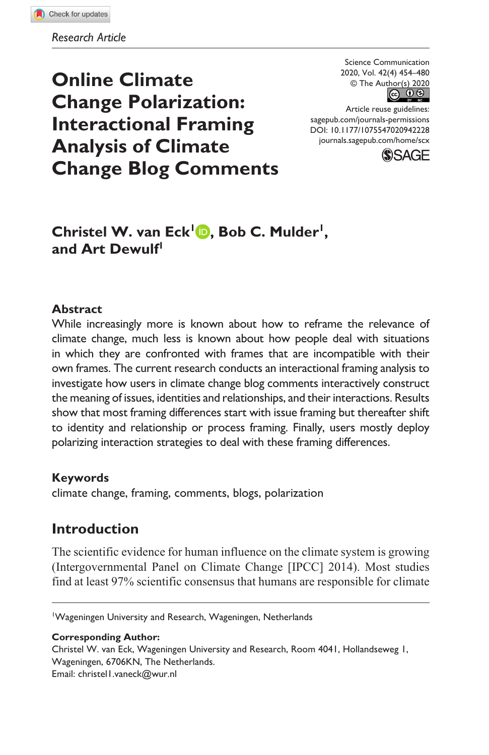*Research Article*

Science Communication
2020, Vol. 42(4) 454–480
© The Author(s) 2020
Article reuse guidelines:
sagepub.com/journals-permissions
DOI: 10.1177/1075547020942228
journals.sagepub.com/home/scx

# Online Climate Change Polarization: Interactional Framing Analysis of Climate Change Blog Comments

**Christel W. van Eck[1], Bob C. Mulder[1], and Art Dewulf[1]**

## Abstract

While increasingly more is known about how to reframe the relevance of climate change, much less is known about how people deal with situations in which they are confronted with frames that are incompatible with their own frames. The current research conducts an interactional framing analysis to investigate how users in climate change blog comments interactively construct the meaning of issues, identities and relationships, and their interactions. Results show that most framing differences start with issue framing but thereafter shift to identity and relationship or process framing. Finally, users mostly deploy polarizing interaction strategies to deal with these framing differences.

## Keywords

climate change, framing, comments, blogs, polarization

## Introduction

The scientific evidence for human influence on the climate system is growing (Intergovernmental Panel on Climate Change [IPCC] 2014). Most studies find at least 97% scientific consensus that humans are responsible for climate

[1]Wageningen University and Research, Wageningen, Netherlands

**Corresponding Author:**
Christel W. van Eck, Wageningen University and Research, Room 4041, Hollandseweg 1, Wageningen, 6706KN, The Netherlands.
Email: christel1.vaneck@wur.nl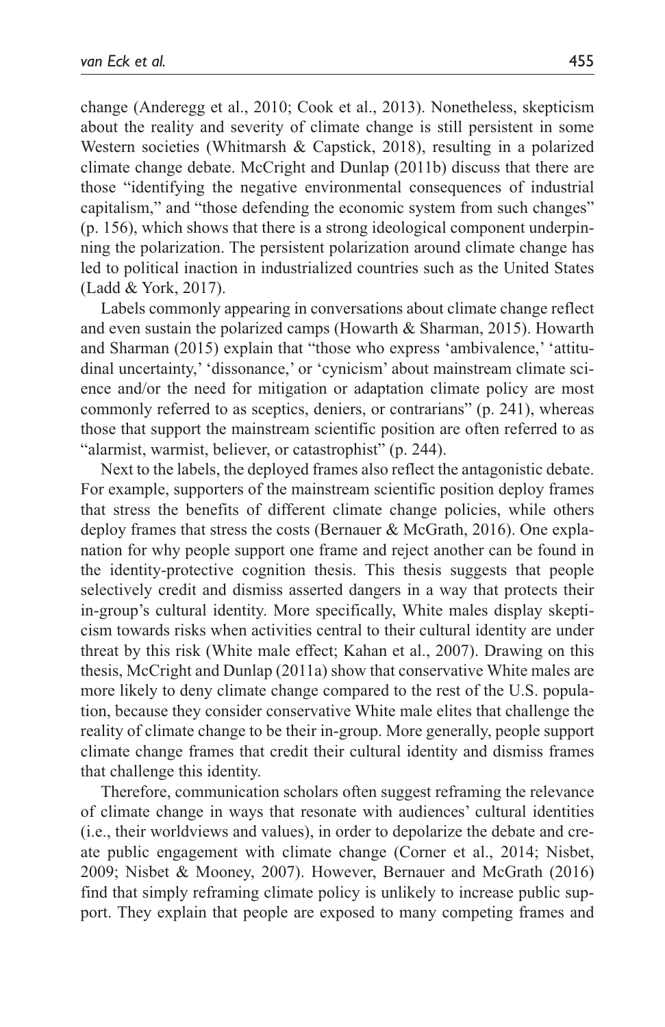change (Anderegg et al., 2010; Cook et al., 2013). Nonetheless, skepticism about the reality and severity of climate change is still persistent in some Western societies (Whitmarsh & Capstick, 2018), resulting in a polarized climate change debate. McCright and Dunlap (2011b) discuss that there are those "identifying the negative environmental consequences of industrial capitalism," and "those defending the economic system from such changes" (p. 156), which shows that there is a strong ideological component underpinning the polarization. The persistent polarization around climate change has led to political inaction in industrialized countries such as the United States (Ladd & York, 2017).

Labels commonly appearing in conversations about climate change reflect and even sustain the polarized camps (Howarth & Sharman, 2015). Howarth and Sharman (2015) explain that "those who express 'ambivalence,' 'attitudinal uncertainty,' 'dissonance,' or 'cynicism' about mainstream climate science and/or the need for mitigation or adaptation climate policy are most commonly referred to as sceptics, deniers, or contrarians" (p. 241), whereas those that support the mainstream scientific position are often referred to as "alarmist, warmist, believer, or catastrophist" (p. 244).

Next to the labels, the deployed frames also reflect the antagonistic debate. For example, supporters of the mainstream scientific position deploy frames that stress the benefits of different climate change policies, while others deploy frames that stress the costs (Bernauer & McGrath, 2016). One explanation for why people support one frame and reject another can be found in the identity-protective cognition thesis. This thesis suggests that people selectively credit and dismiss asserted dangers in a way that protects their in-group's cultural identity. More specifically, White males display skepticism towards risks when activities central to their cultural identity are under threat by this risk (White male effect; Kahan et al., 2007). Drawing on this thesis, McCright and Dunlap (2011a) show that conservative White males are more likely to deny climate change compared to the rest of the U.S. population, because they consider conservative White male elites that challenge the reality of climate change to be their in-group. More generally, people support climate change frames that credit their cultural identity and dismiss frames that challenge this identity.

Therefore, communication scholars often suggest reframing the relevance of climate change in ways that resonate with audiences' cultural identities (i.e., their worldviews and values), in order to depolarize the debate and create public engagement with climate change (Corner et al., 2014; Nisbet, 2009; Nisbet & Mooney, 2007). However, Bernauer and McGrath (2016) find that simply reframing climate policy is unlikely to increase public support. They explain that people are exposed to many competing frames and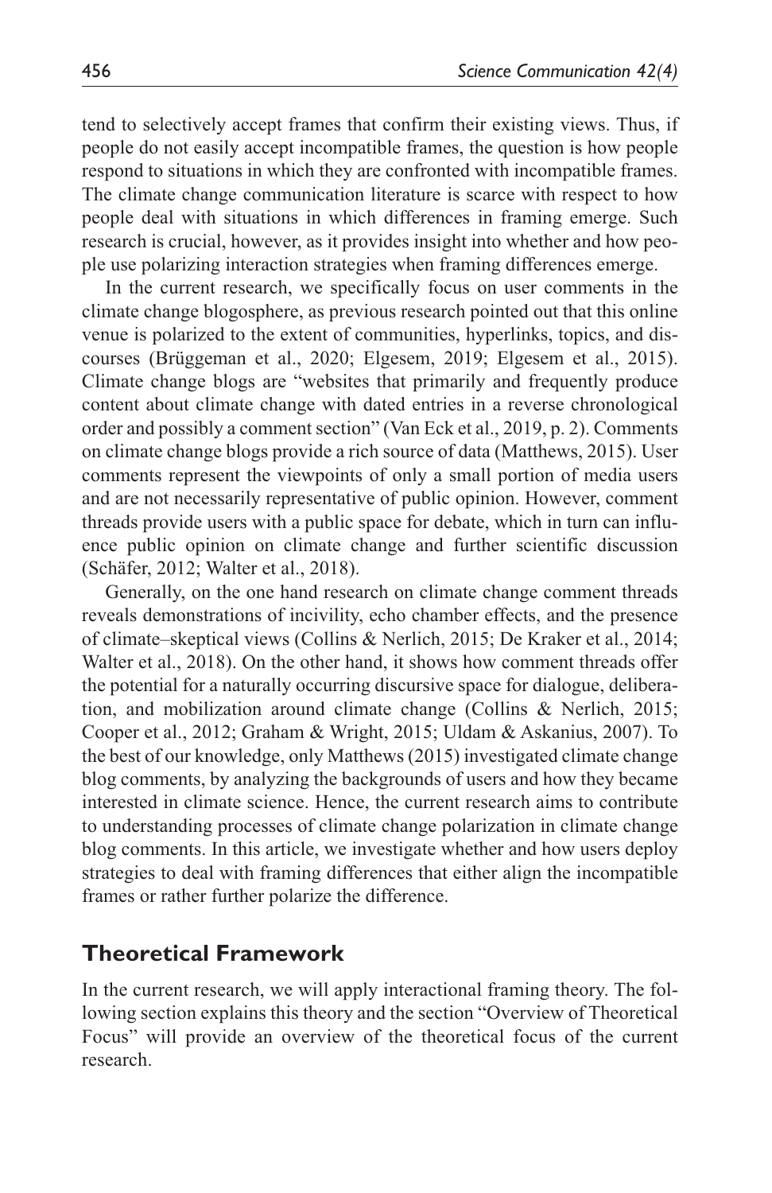tend to selectively accept frames that confirm their existing views. Thus, if people do not easily accept incompatible frames, the question is how people respond to situations in which they are confronted with incompatible frames. The climate change communication literature is scarce with respect to how people deal with situations in which differences in framing emerge. Such research is crucial, however, as it provides insight into whether and how people use polarizing interaction strategies when framing differences emerge.

In the current research, we specifically focus on user comments in the climate change blogosphere, as previous research pointed out that this online venue is polarized to the extent of communities, hyperlinks, topics, and discourses (Brüggeman et al., 2020; Elgesem, 2019; Elgesem et al., 2015). Climate change blogs are "websites that primarily and frequently produce content about climate change with dated entries in a reverse chronological order and possibly a comment section" (Van Eck et al., 2019, p. 2). Comments on climate change blogs provide a rich source of data (Matthews, 2015). User comments represent the viewpoints of only a small portion of media users and are not necessarily representative of public opinion. However, comment threads provide users with a public space for debate, which in turn can influence public opinion on climate change and further scientific discussion (Schäfer, 2012; Walter et al., 2018).

Generally, on the one hand research on climate change comment threads reveals demonstrations of incivility, echo chamber effects, and the presence of climate–skeptical views (Collins & Nerlich, 2015; De Kraker et al., 2014; Walter et al., 2018). On the other hand, it shows how comment threads offer the potential for a naturally occurring discursive space for dialogue, deliberation, and mobilization around climate change (Collins & Nerlich, 2015; Cooper et al., 2012; Graham & Wright, 2015; Uldam & Askanius, 2007). To the best of our knowledge, only Matthews (2015) investigated climate change blog comments, by analyzing the backgrounds of users and how they became interested in climate science. Hence, the current research aims to contribute to understanding processes of climate change polarization in climate change blog comments. In this article, we investigate whether and how users deploy strategies to deal with framing differences that either align the incompatible frames or rather further polarize the difference.

## Theoretical Framework

In the current research, we will apply interactional framing theory. The following section explains this theory and the section "Overview of Theoretical Focus" will provide an overview of the theoretical focus of the current research.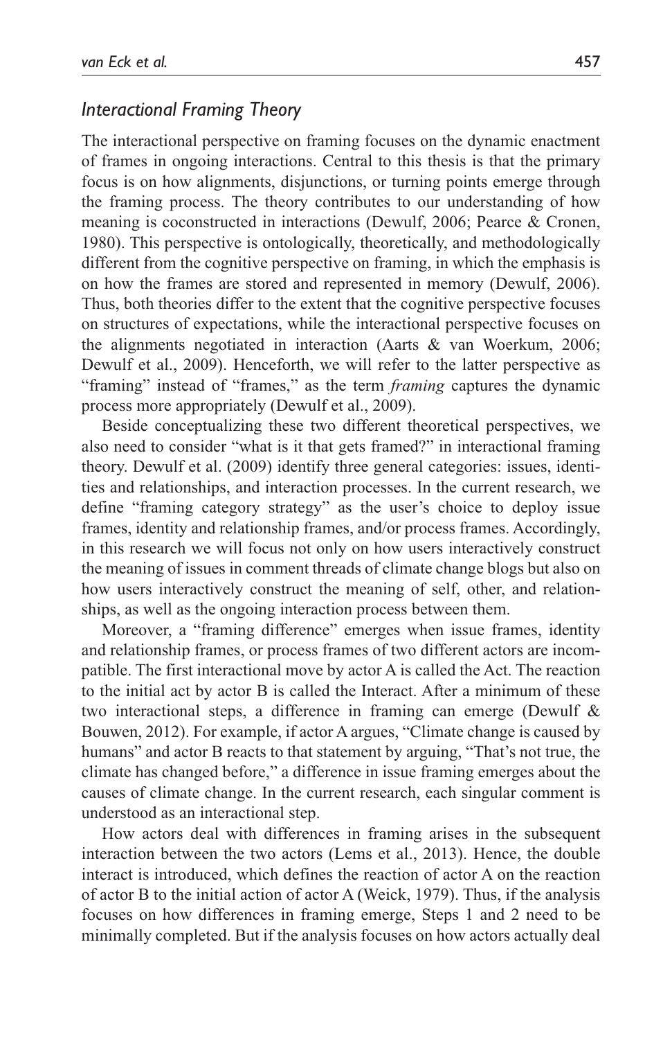## *Interactional Framing Theory*

The interactional perspective on framing focuses on the dynamic enactment of frames in ongoing interactions. Central to this thesis is that the primary focus is on how alignments, disjunctions, or turning points emerge through the framing process. The theory contributes to our understanding of how meaning is coconstructed in interactions (Dewulf, 2006; Pearce & Cronen, 1980). This perspective is ontologically, theoretically, and methodologically different from the cognitive perspective on framing, in which the emphasis is on how the frames are stored and represented in memory (Dewulf, 2006). Thus, both theories differ to the extent that the cognitive perspective focuses on structures of expectations, while the interactional perspective focuses on the alignments negotiated in interaction (Aarts & van Woerkum, 2006; Dewulf et al., 2009). Henceforth, we will refer to the latter perspective as "framing" instead of "frames," as the term *framing* captures the dynamic process more appropriately (Dewulf et al., 2009).

Beside conceptualizing these two different theoretical perspectives, we also need to consider "what is it that gets framed?" in interactional framing theory. Dewulf et al. (2009) identify three general categories: issues, identities and relationships, and interaction processes. In the current research, we define "framing category strategy" as the user's choice to deploy issue frames, identity and relationship frames, and/or process frames. Accordingly, in this research we will focus not only on how users interactively construct the meaning of issues in comment threads of climate change blogs but also on how users interactively construct the meaning of self, other, and relationships, as well as the ongoing interaction process between them.

Moreover, a "framing difference" emerges when issue frames, identity and relationship frames, or process frames of two different actors are incompatible. The first interactional move by actor A is called the Act. The reaction to the initial act by actor B is called the Interact. After a minimum of these two interactional steps, a difference in framing can emerge (Dewulf & Bouwen, 2012). For example, if actor A argues, "Climate change is caused by humans" and actor B reacts to that statement by arguing, "That's not true, the climate has changed before," a difference in issue framing emerges about the causes of climate change. In the current research, each singular comment is understood as an interactional step.

How actors deal with differences in framing arises in the subsequent interaction between the two actors (Lems et al., 2013). Hence, the double interact is introduced, which defines the reaction of actor A on the reaction of actor B to the initial action of actor A (Weick, 1979). Thus, if the analysis focuses on how differences in framing emerge, Steps 1 and 2 need to be minimally completed. But if the analysis focuses on how actors actually deal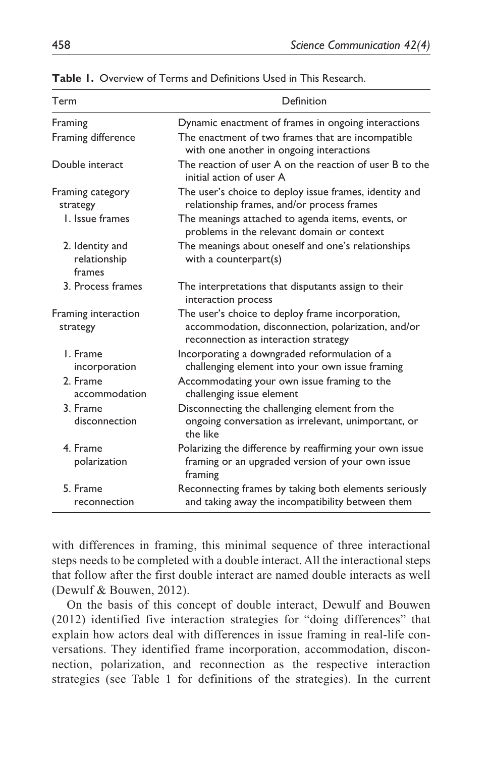**Table 1.** Overview of Terms and Definitions Used in This Research.

| Term | Definition |
|---|---|
| Framing | Dynamic enactment of frames in ongoing interactions |
| Framing difference | The enactment of two frames that are incompatible with one another in ongoing interactions |
| Double interact | The reaction of user A on the reaction of user B to the initial action of user A |
| Framing category strategy | The user's choice to deploy issue frames, identity and relationship frames, and/or process frames |
| 1. Issue frames | The meanings attached to agenda items, events, or problems in the relevant domain or context |
| 2. Identity and relationship frames | The meanings about oneself and one's relationships with a counterpart(s) |
| 3. Process frames | The interpretations that disputants assign to their interaction process |
| Framing interaction strategy | The user's choice to deploy frame incorporation, accommodation, disconnection, polarization, and/or reconnection as interaction strategy |
| 1. Frame incorporation | Incorporating a downgraded reformulation of a challenging element into your own issue framing |
| 2. Frame accommodation | Accommodating your own issue framing to the challenging issue element |
| 3. Frame disconnection | Disconnecting the challenging element from the ongoing conversation as irrelevant, unimportant, or the like |
| 4. Frame polarization | Polarizing the difference by reaffirming your own issue framing or an upgraded version of your own issue framing |
| 5. Frame reconnection | Reconnecting frames by taking both elements seriously and taking away the incompatibility between them |

with differences in framing, this minimal sequence of three interactional steps needs to be completed with a double interact. All the interactional steps that follow after the first double interact are named double interacts as well (Dewulf & Bouwen, 2012).

On the basis of this concept of double interact, Dewulf and Bouwen (2012) identified five interaction strategies for "doing differences" that explain how actors deal with differences in issue framing in real-life conversations. They identified frame incorporation, accommodation, disconnection, polarization, and reconnection as the respective interaction strategies (see Table 1 for definitions of the strategies). In the current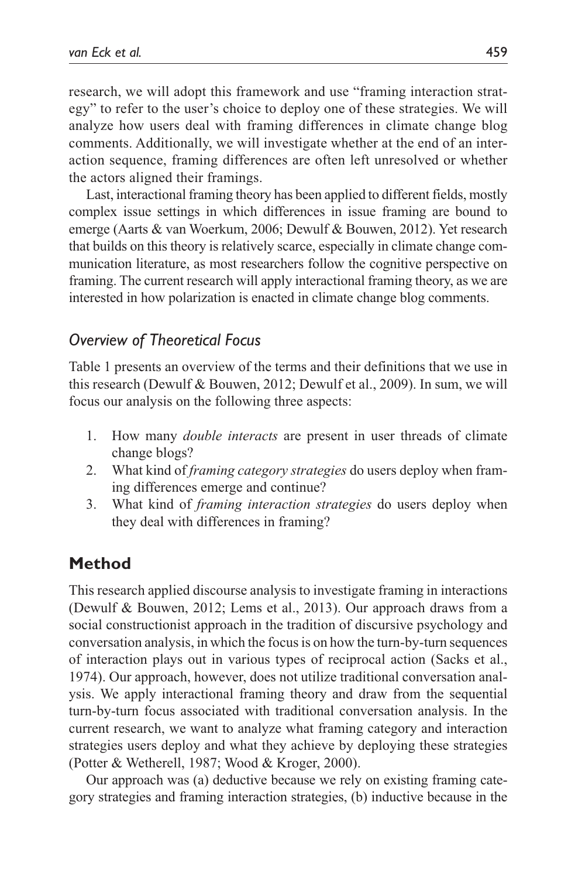research, we will adopt this framework and use "framing interaction strategy" to refer to the user's choice to deploy one of these strategies. We will analyze how users deal with framing differences in climate change blog comments. Additionally, we will investigate whether at the end of an interaction sequence, framing differences are often left unresolved or whether the actors aligned their framings.

Last, interactional framing theory has been applied to different fields, mostly complex issue settings in which differences in issue framing are bound to emerge (Aarts & van Woerkum, 2006; Dewulf & Bouwen, 2012). Yet research that builds on this theory is relatively scarce, especially in climate change communication literature, as most researchers follow the cognitive perspective on framing. The current research will apply interactional framing theory, as we are interested in how polarization is enacted in climate change blog comments.

### *Overview of Theoretical Focus*

Table 1 presents an overview of the terms and their definitions that we use in this research (Dewulf & Bouwen, 2012; Dewulf et al., 2009). In sum, we will focus our analysis on the following three aspects:

1. How many *double interacts* are present in user threads of climate change blogs?
2. What kind of *framing category strategies* do users deploy when framing differences emerge and continue?
3. What kind of *framing interaction strategies* do users deploy when they deal with differences in framing?

## Method

This research applied discourse analysis to investigate framing in interactions (Dewulf & Bouwen, 2012; Lems et al., 2013). Our approach draws from a social constructionist approach in the tradition of discursive psychology and conversation analysis, in which the focus is on how the turn-by-turn sequences of interaction plays out in various types of reciprocal action (Sacks et al., 1974). Our approach, however, does not utilize traditional conversation analysis. We apply interactional framing theory and draw from the sequential turn-by-turn focus associated with traditional conversation analysis. In the current research, we want to analyze what framing category and interaction strategies users deploy and what they achieve by deploying these strategies (Potter & Wetherell, 1987; Wood & Kroger, 2000).

Our approach was (a) deductive because we rely on existing framing category strategies and framing interaction strategies, (b) inductive because in the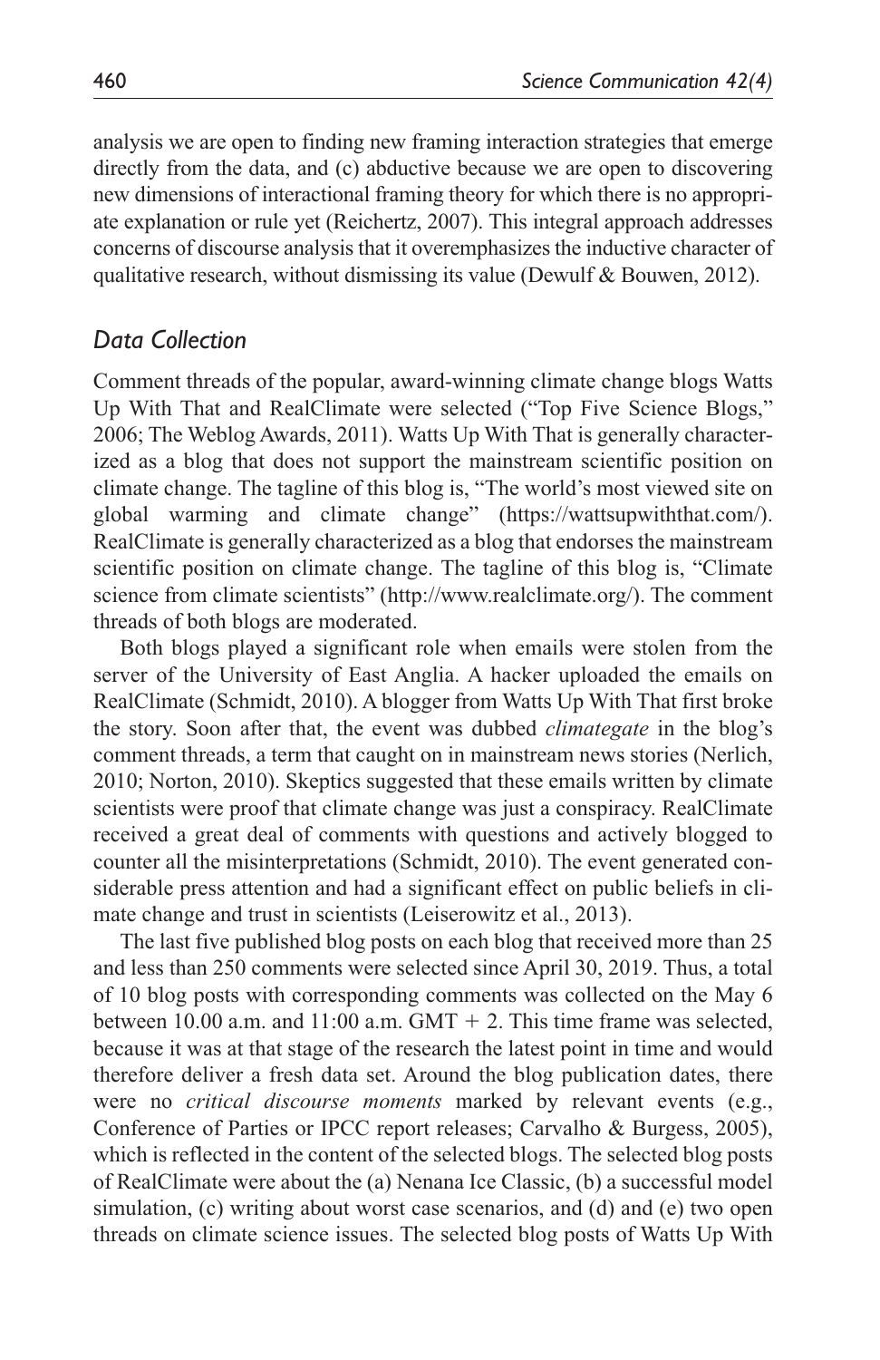analysis we are open to finding new framing interaction strategies that emerge directly from the data, and (c) abductive because we are open to discovering new dimensions of interactional framing theory for which there is no appropriate explanation or rule yet (Reichertz, 2007). This integral approach addresses concerns of discourse analysis that it overemphasizes the inductive character of qualitative research, without dismissing its value (Dewulf & Bouwen, 2012).

### *Data Collection*

Comment threads of the popular, award-winning climate change blogs Watts Up With That and RealClimate were selected ("Top Five Science Blogs," 2006; The Weblog Awards, 2011). Watts Up With That is generally characterized as a blog that does not support the mainstream scientific position on climate change. The tagline of this blog is, "The world's most viewed site on global warming and climate change" (https://wattsupwiththat.com/). RealClimate is generally characterized as a blog that endorses the mainstream scientific position on climate change. The tagline of this blog is, "Climate science from climate scientists" (http://www.realclimate.org/). The comment threads of both blogs are moderated.

Both blogs played a significant role when emails were stolen from the server of the University of East Anglia. A hacker uploaded the emails on RealClimate (Schmidt, 2010). A blogger from Watts Up With That first broke the story. Soon after that, the event was dubbed *climategate* in the blog's comment threads, a term that caught on in mainstream news stories (Nerlich, 2010; Norton, 2010). Skeptics suggested that these emails written by climate scientists were proof that climate change was just a conspiracy. RealClimate received a great deal of comments with questions and actively blogged to counter all the misinterpretations (Schmidt, 2010). The event generated considerable press attention and had a significant effect on public beliefs in climate change and trust in scientists (Leiserowitz et al., 2013).

The last five published blog posts on each blog that received more than 25 and less than 250 comments were selected since April 30, 2019. Thus, a total of 10 blog posts with corresponding comments was collected on the May 6 between 10.00 a.m. and 11:00 a.m. GMT + 2. This time frame was selected, because it was at that stage of the research the latest point in time and would therefore deliver a fresh data set. Around the blog publication dates, there were no *critical discourse moments* marked by relevant events (e.g., Conference of Parties or IPCC report releases; Carvalho & Burgess, 2005), which is reflected in the content of the selected blogs. The selected blog posts of RealClimate were about the (a) Nenana Ice Classic, (b) a successful model simulation, (c) writing about worst case scenarios, and (d) and (e) two open threads on climate science issues. The selected blog posts of Watts Up With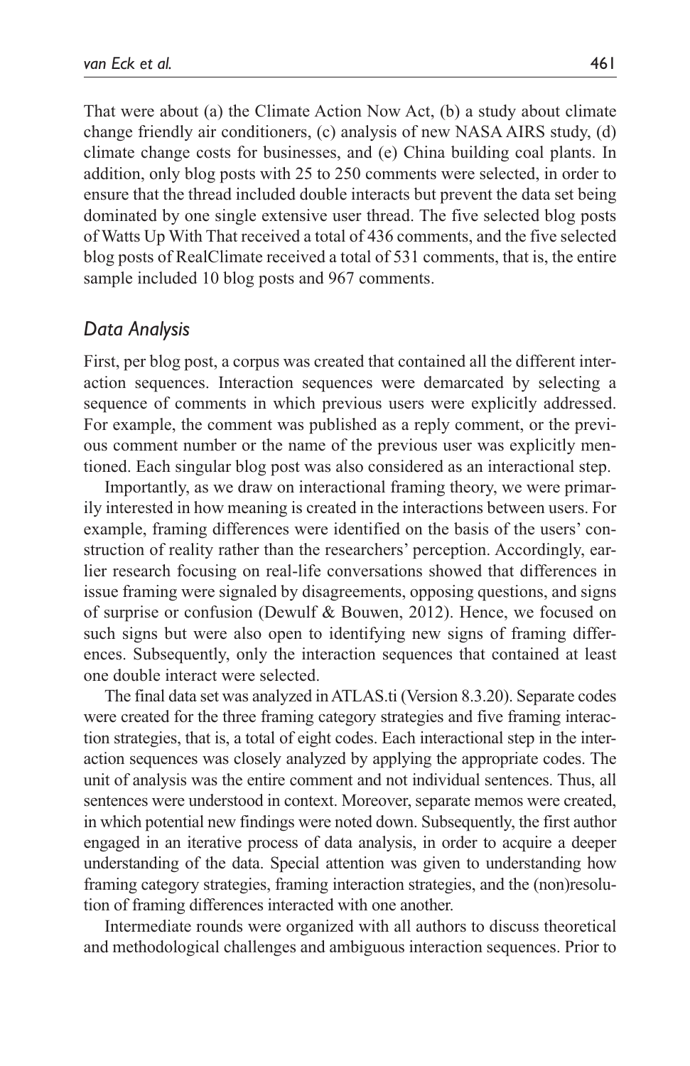That were about (a) the Climate Action Now Act, (b) a study about climate change friendly air conditioners, (c) analysis of new NASA AIRS study, (d) climate change costs for businesses, and (e) China building coal plants. In addition, only blog posts with 25 to 250 comments were selected, in order to ensure that the thread included double interacts but prevent the data set being dominated by one single extensive user thread. The five selected blog posts of Watts Up With That received a total of 436 comments, and the five selected blog posts of RealClimate received a total of 531 comments, that is, the entire sample included 10 blog posts and 967 comments.

## *Data Analysis*

First, per blog post, a corpus was created that contained all the different interaction sequences. Interaction sequences were demarcated by selecting a sequence of comments in which previous users were explicitly addressed. For example, the comment was published as a reply comment, or the previous comment number or the name of the previous user was explicitly mentioned. Each singular blog post was also considered as an interactional step.

Importantly, as we draw on interactional framing theory, we were primarily interested in how meaning is created in the interactions between users. For example, framing differences were identified on the basis of the users' construction of reality rather than the researchers' perception. Accordingly, earlier research focusing on real-life conversations showed that differences in issue framing were signaled by disagreements, opposing questions, and signs of surprise or confusion (Dewulf & Bouwen, 2012). Hence, we focused on such signs but were also open to identifying new signs of framing differences. Subsequently, only the interaction sequences that contained at least one double interact were selected.

The final data set was analyzed in ATLAS.ti (Version 8.3.20). Separate codes were created for the three framing category strategies and five framing interaction strategies, that is, a total of eight codes. Each interactional step in the interaction sequences was closely analyzed by applying the appropriate codes. The unit of analysis was the entire comment and not individual sentences. Thus, all sentences were understood in context. Moreover, separate memos were created, in which potential new findings were noted down. Subsequently, the first author engaged in an iterative process of data analysis, in order to acquire a deeper understanding of the data. Special attention was given to understanding how framing category strategies, framing interaction strategies, and the (non)resolution of framing differences interacted with one another.

Intermediate rounds were organized with all authors to discuss theoretical and methodological challenges and ambiguous interaction sequences. Prior to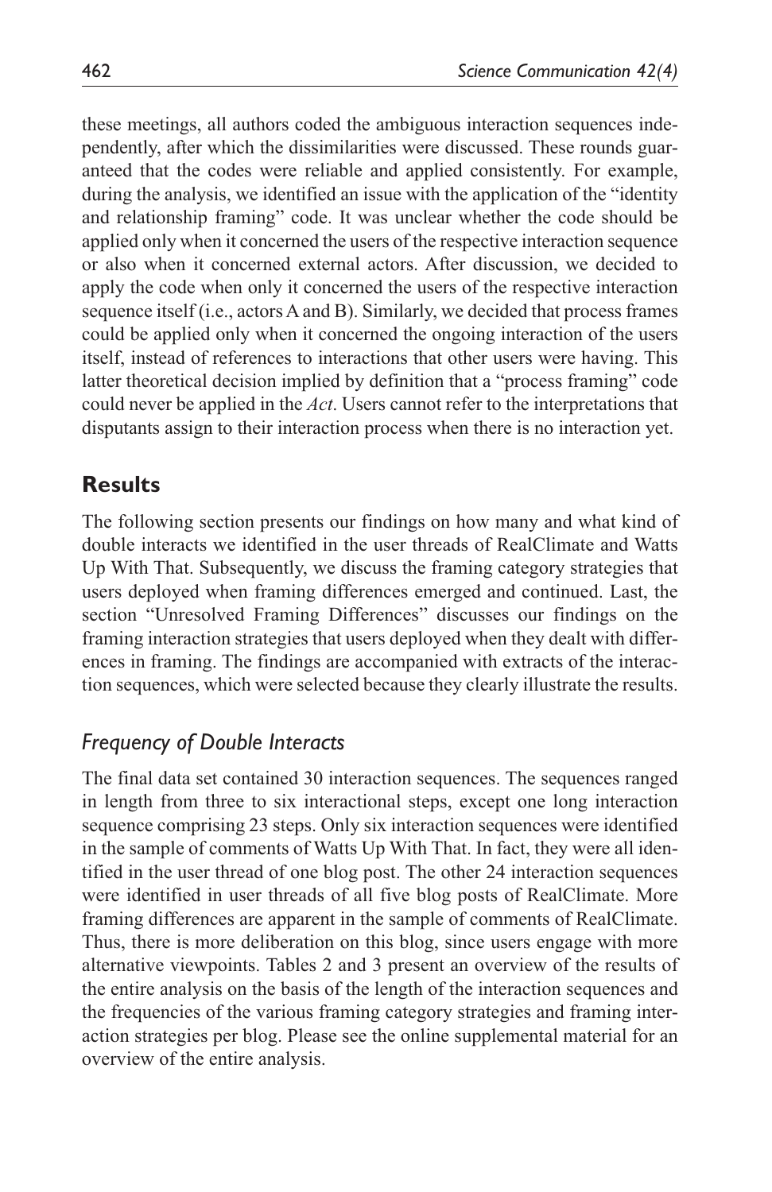these meetings, all authors coded the ambiguous interaction sequences independently, after which the dissimilarities were discussed. These rounds guaranteed that the codes were reliable and applied consistently. For example, during the analysis, we identified an issue with the application of the "identity and relationship framing" code. It was unclear whether the code should be applied only when it concerned the users of the respective interaction sequence or also when it concerned external actors. After discussion, we decided to apply the code when only it concerned the users of the respective interaction sequence itself (i.e., actors A and B). Similarly, we decided that process frames could be applied only when it concerned the ongoing interaction of the users itself, instead of references to interactions that other users were having. This latter theoretical decision implied by definition that a "process framing" code could never be applied in the *Act*. Users cannot refer to the interpretations that disputants assign to their interaction process when there is no interaction yet.

## Results

The following section presents our findings on how many and what kind of double interacts we identified in the user threads of RealClimate and Watts Up With That. Subsequently, we discuss the framing category strategies that users deployed when framing differences emerged and continued. Last, the section "Unresolved Framing Differences" discusses our findings on the framing interaction strategies that users deployed when they dealt with differences in framing. The findings are accompanied with extracts of the interaction sequences, which were selected because they clearly illustrate the results.

### *Frequency of Double Interacts*

The final data set contained 30 interaction sequences. The sequences ranged in length from three to six interactional steps, except one long interaction sequence comprising 23 steps. Only six interaction sequences were identified in the sample of comments of Watts Up With That. In fact, they were all identified in the user thread of one blog post. The other 24 interaction sequences were identified in user threads of all five blog posts of RealClimate. More framing differences are apparent in the sample of comments of RealClimate. Thus, there is more deliberation on this blog, since users engage with more alternative viewpoints. Tables 2 and 3 present an overview of the results of the entire analysis on the basis of the length of the interaction sequences and the frequencies of the various framing category strategies and framing interaction strategies per blog. Please see the online supplemental material for an overview of the entire analysis.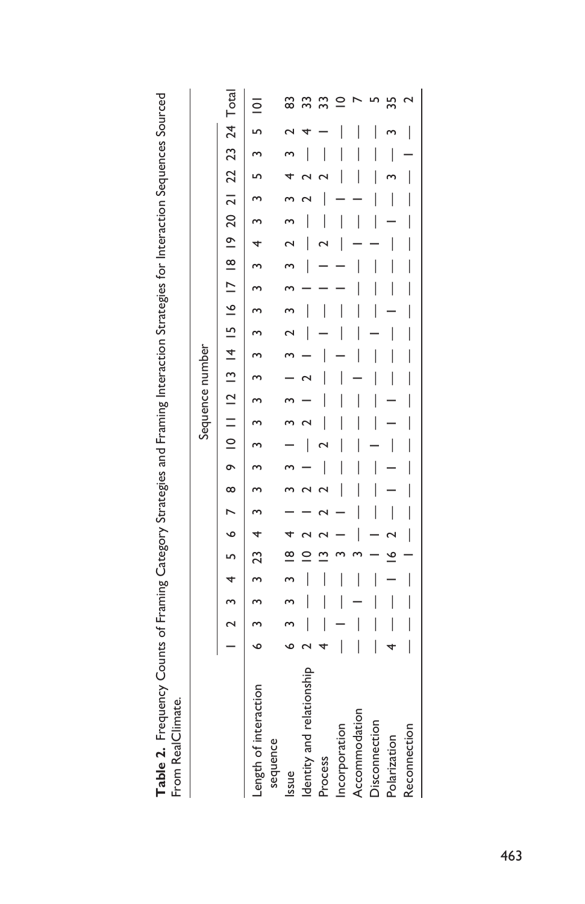**Table 2.** Frequency Counts of Framing Category Strategies and Framing Interaction Strategies for Interaction Sequences Sourced From RealClimate.

| | Sequence number | | | | | | | | | | | | | | | | | | | | | | | | |
|---|---|---|---|---|---|---|---|---|---|---|---|---|---|---|---|---|---|---|---|---|---|---|---|---|---|
| | 1 | 2 | 3 | 4 | 5 | 6 | 7 | 8 | 9 | 10 | 11 | 12 | 13 | 14 | 15 | 16 | 17 | 18 | 19 | 20 | 21 | 22 | 23 | 24 | Total |
| Length of interaction sequence | 6 | 3 | 3 | 3 | 23 | 4 | 3 | 3 | 3 | 3 | 3 | 3 | 3 | 3 | 3 | 3 | 3 | 3 | 4 | 3 | 3 | 5 | 3 | 5 | 101 |
| Issue | 6 | 3 | 3 | 3 | 18 | 4 | 1 | 3 | 3 | 1 | 3 | 3 | 1 | 3 | 2 | 3 | 3 | 3 | 2 | 3 | 3 | 4 | 3 | 2 | 83 |
| Identity and relationship | 2 | — | — | — | 10 | 2 | 1 | 2 | 1 | — | 2 | 1 | 2 | 1 | — | — | 1 | — | — | — | 2 | 2 | — | 4 | 33 |
| Process | 4 | — | — | — | 13 | 2 | 2 | 2 | — | 2 | — | — | — | — | 1 | — | 1 | 1 | 2 | — | — | 2 | — | 1 | 33 |
| Incorporation | — | 1 | — | — | 3 | 1 | 1 | — | — | — | — | — | — | 1 | — | — | 1 | 1 | — | — | 1 | — | — | — | 10 |
| Accommodation | — | — | 1 | — | 3 | — | — | — | — | — | — | — | 1 | — | — | — | — | — | 1 | — | 1 | — | — | — | 7 |
| Disconnection | — | — | — | — | 1 | 1 | — | — | — | 1 | — | — | — | — | 1 | — | — | — | 1 | — | — | — | — | — | 5 |
| Polarization | 4 | — | — | 1 | 16 | 2 | — | 1 | 1 | — | 1 | 1 | — | — | — | 1 | — | — | — | 1 | — | 3 | — | 3 | 35 |
| Reconnection | — | — | — | — | 1 | — | — | — | — | — | — | — | — | — | — | — | — | — | — | — | — | — | 1 | — | 2 |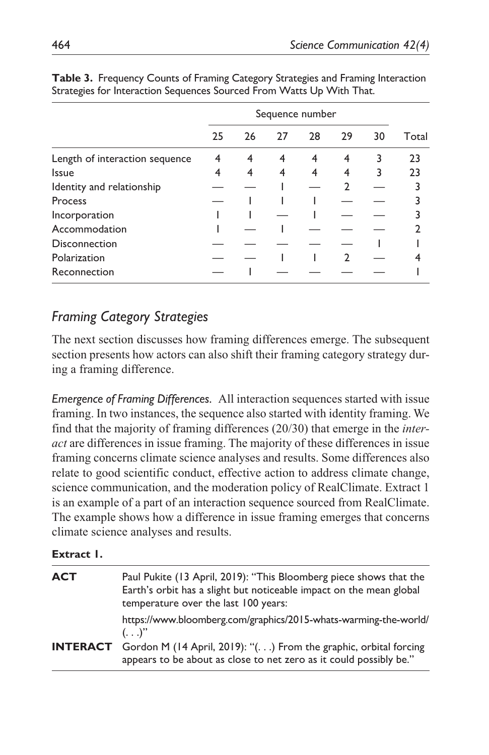**Table 3.** Frequency Counts of Framing Category Strategies and Framing Interaction Strategies for Interaction Sequences Sourced From Watts Up With That.

| | Sequence number | | | | | | |
|---|---|---|---|---|---|---|---|
| | 25 | 26 | 27 | 28 | 29 | 30 | Total |
| Length of interaction sequence | 4 | 4 | 4 | 4 | 4 | 3 | 23 |
| Issue | 4 | 4 | 4 | 4 | 4 | 3 | 23 |
| Identity and relationship | — | — | 1 | — | 2 | — | 3 |
| Process | — | 1 | 1 | 1 | — | — | 3 |
| Incorporation | 1 | 1 | — | 1 | — | — | 3 |
| Accommodation | 1 | — | 1 | — | — | — | 2 |
| Disconnection | — | — | — | — | — | 1 | 1 |
| Polarization | — | — | 1 | 1 | 2 | — | 4 |
| Reconnection | — | 1 | — | — | — | — | 1 |

## *Framing Category Strategies*

The next section discusses how framing differences emerge. The subsequent section presents how actors can also shift their framing category strategy during a framing difference.

*Emergence of Framing Differences.* All interaction sequences started with issue framing. In two instances, the sequence also started with identity framing. We find that the majority of framing differences (20/30) that emerge in the *interact* are differences in issue framing. The majority of these differences in issue framing concerns climate science analyses and results. Some differences also relate to good scientific conduct, effective action to address climate change, science communication, and the moderation policy of RealClimate. Extract 1 is an example of a part of an interaction sequence sourced from RealClimate. The example shows how a difference in issue framing emerges that concerns climate science analyses and results.

**Extract 1.**

| | |
|---|---|
| **ACT** | Paul Pukite (13 April, 2019): "This Bloomberg piece shows that the Earth's orbit has a slight but noticeable impact on the mean global temperature over the last 100 years: https://www.bloomberg.com/graphics/2015-whats-warming-the-world/ (. . .)" |
| **INTERACT** | Gordon M (14 April, 2019): "(. . .) From the graphic, orbital forcing appears to be about as close to net zero as it could possibly be." |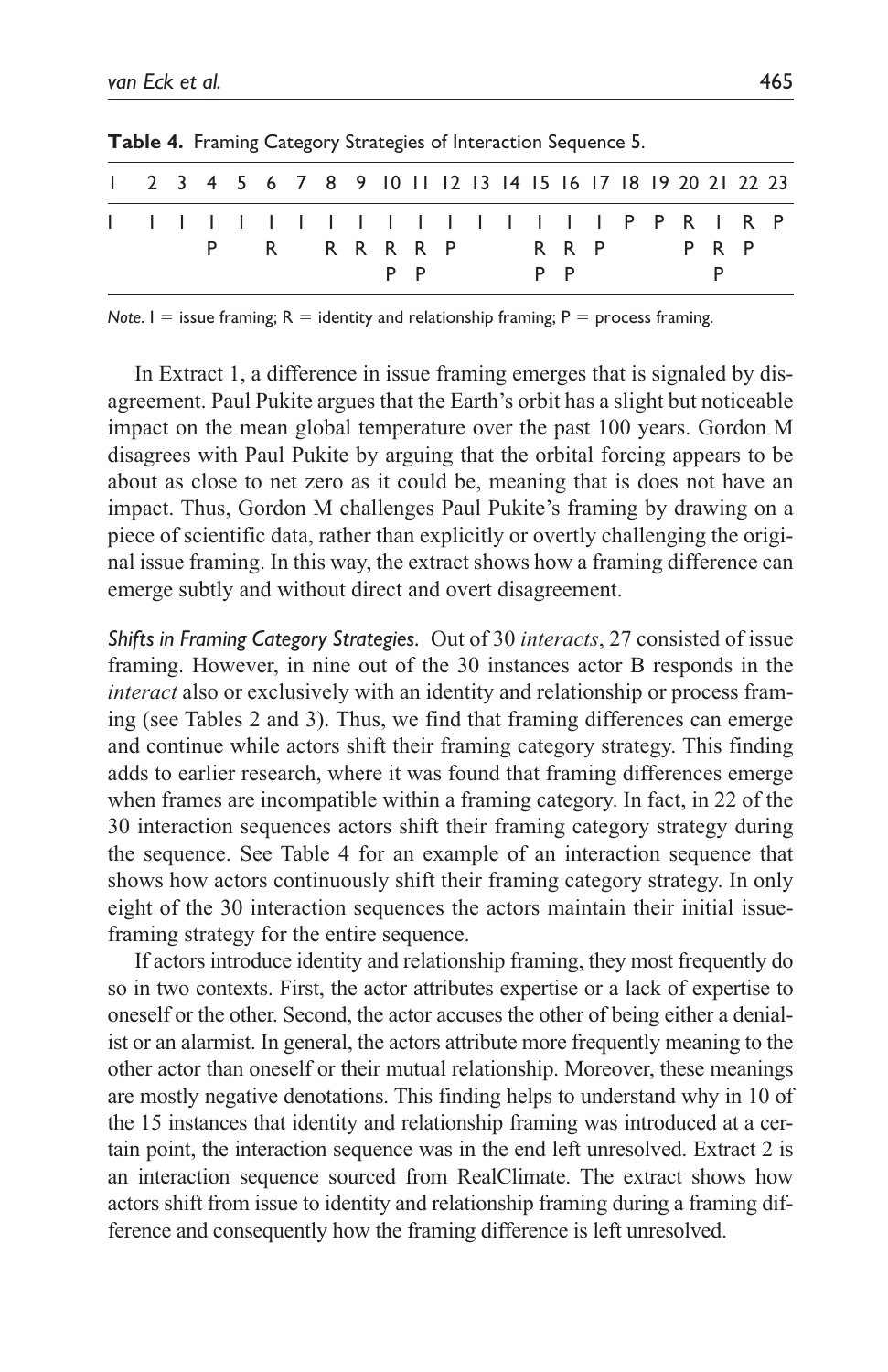**Table 4.** Framing Category Strategies of Interaction Sequence 5.

| 1 | 2 | 3 | 4 | 5 | 6 | 7 | 8 | 9 | 10 | 11 | 12 | 13 | 14 | 15 | 16 | 17 | 18 | 19 | 20 | 21 | 22 | 23 |
|---|---|---|---|---|---|---|---|---|---|---|---|---|---|---|---|---|---|---|---|---|---|---|
| I | I | I | I | I | I | I | I | I | I | I | I | I | I | I | I | I | P | P | R | I | R | P |
| | | | P | | R | | R | R | R | R | P | | | R | R | P | | | P | R | P | |
| | | | | | | | | | P | P | | | | P | P | | | | | P | | |

*Note.* I = issue framing; R = identity and relationship framing; P = process framing.

In Extract 1, a difference in issue framing emerges that is signaled by disagreement. Paul Pukite argues that the Earth's orbit has a slight but noticeable impact on the mean global temperature over the past 100 years. Gordon M disagrees with Paul Pukite by arguing that the orbital forcing appears to be about as close to net zero as it could be, meaning that is does not have an impact. Thus, Gordon M challenges Paul Pukite's framing by drawing on a piece of scientific data, rather than explicitly or overtly challenging the original issue framing. In this way, the extract shows how a framing difference can emerge subtly and without direct and overt disagreement.

*Shifts in Framing Category Strategies.* Out of 30 *interacts*, 27 consisted of issue framing. However, in nine out of the 30 instances actor B responds in the *interact* also or exclusively with an identity and relationship or process framing (see Tables 2 and 3). Thus, we find that framing differences can emerge and continue while actors shift their framing category strategy. This finding adds to earlier research, where it was found that framing differences emerge when frames are incompatible within a framing category. In fact, in 22 of the 30 interaction sequences actors shift their framing category strategy during the sequence. See Table 4 for an example of an interaction sequence that shows how actors continuously shift their framing category strategy. In only eight of the 30 interaction sequences the actors maintain their initial issue-framing strategy for the entire sequence.

If actors introduce identity and relationship framing, they most frequently do so in two contexts. First, the actor attributes expertise or a lack of expertise to oneself or the other. Second, the actor accuses the other of being either a denialist or an alarmist. In general, the actors attribute more frequently meaning to the other actor than oneself or their mutual relationship. Moreover, these meanings are mostly negative denotations. This finding helps to understand why in 10 of the 15 instances that identity and relationship framing was introduced at a certain point, the interaction sequence was in the end left unresolved. Extract 2 is an interaction sequence sourced from RealClimate. The extract shows how actors shift from issue to identity and relationship framing during a framing difference and consequently how the framing difference is left unresolved.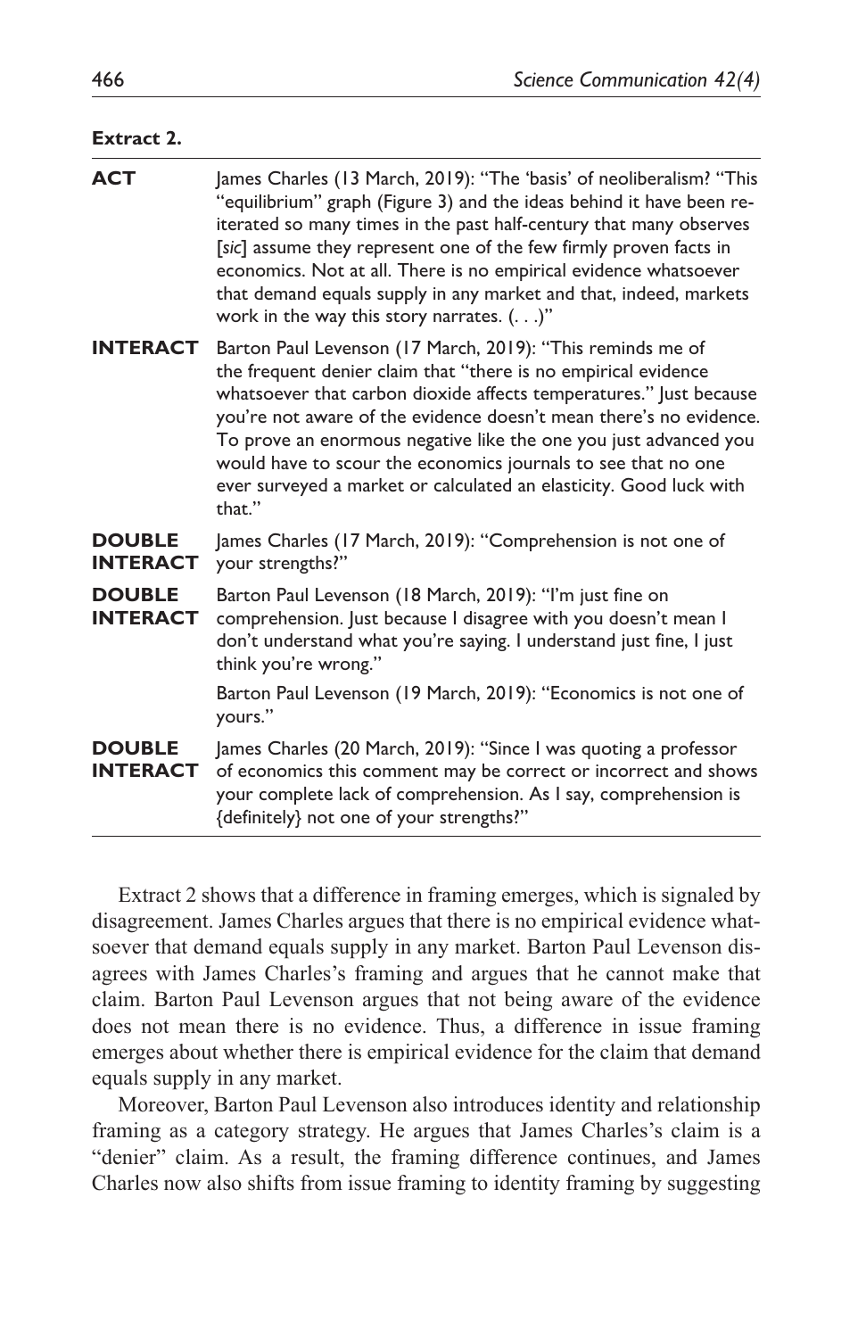**Extract 2.**

| | |
|---|---|
| **ACT** | James Charles (13 March, 2019): "The 'basis' of neoliberalism? "This "equilibrium" graph (Figure 3) and the ideas behind it have been re-iterated so many times in the past half-century that many observes [*sic*] assume they represent one of the few firmly proven facts in economics. Not at all. There is no empirical evidence whatsoever that demand equals supply in any market and that, indeed, markets work in the way this story narrates. (. . .)" |
| **INTERACT** | Barton Paul Levenson (17 March, 2019): "This reminds me of the frequent denier claim that "there is no empirical evidence whatsoever that carbon dioxide affects temperatures." Just because you're not aware of the evidence doesn't mean there's no evidence. To prove an enormous negative like the one you just advanced you would have to scour the economics journals to see that no one ever surveyed a market or calculated an elasticity. Good luck with that." |
| **DOUBLE INTERACT** | James Charles (17 March, 2019): "Comprehension is not one of your strengths?" |
| **DOUBLE INTERACT** | Barton Paul Levenson (18 March, 2019): "I'm just fine on comprehension. Just because I disagree with you doesn't mean I don't understand what you're saying. I understand just fine, I just think you're wrong." |
| | Barton Paul Levenson (19 March, 2019): "Economics is not one of yours." |
| **DOUBLE INTERACT** | James Charles (20 March, 2019): "Since I was quoting a professor of economics this comment may be correct or incorrect and shows your complete lack of comprehension. As I say, comprehension is {definitely} not one of your strengths?" |

Extract 2 shows that a difference in framing emerges, which is signaled by disagreement. James Charles argues that there is no empirical evidence whatsoever that demand equals supply in any market. Barton Paul Levenson disagrees with James Charles's framing and argues that he cannot make that claim. Barton Paul Levenson argues that not being aware of the evidence does not mean there is no evidence. Thus, a difference in issue framing emerges about whether there is empirical evidence for the claim that demand equals supply in any market.

Moreover, Barton Paul Levenson also introduces identity and relationship framing as a category strategy. He argues that James Charles's claim is a "denier" claim. As a result, the framing difference continues, and James Charles now also shifts from issue framing to identity framing by suggesting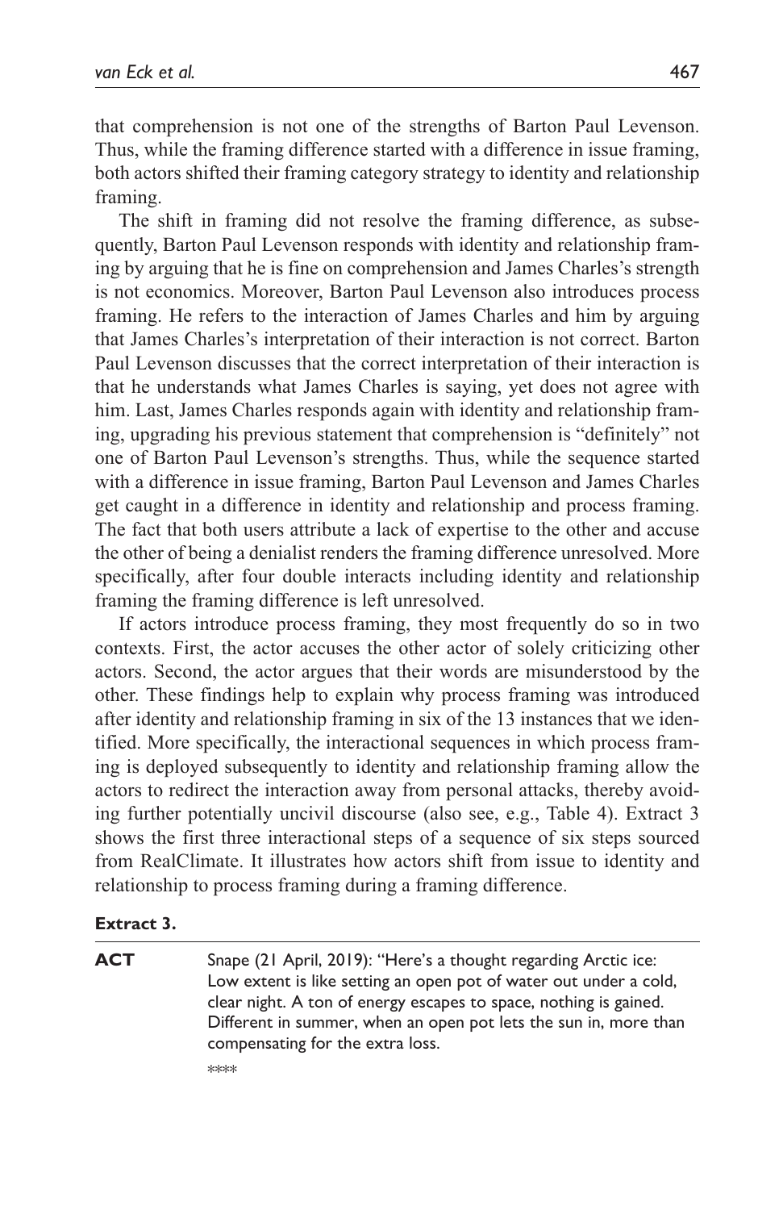that comprehension is not one of the strengths of Barton Paul Levenson. Thus, while the framing difference started with a difference in issue framing, both actors shifted their framing category strategy to identity and relationship framing.

The shift in framing did not resolve the framing difference, as subsequently, Barton Paul Levenson responds with identity and relationship framing by arguing that he is fine on comprehension and James Charles's strength is not economics. Moreover, Barton Paul Levenson also introduces process framing. He refers to the interaction of James Charles and him by arguing that James Charles's interpretation of their interaction is not correct. Barton Paul Levenson discusses that the correct interpretation of their interaction is that he understands what James Charles is saying, yet does not agree with him. Last, James Charles responds again with identity and relationship framing, upgrading his previous statement that comprehension is "definitely" not one of Barton Paul Levenson's strengths. Thus, while the sequence started with a difference in issue framing, Barton Paul Levenson and James Charles get caught in a difference in identity and relationship and process framing. The fact that both users attribute a lack of expertise to the other and accuse the other of being a denialist renders the framing difference unresolved. More specifically, after four double interacts including identity and relationship framing the framing difference is left unresolved.

If actors introduce process framing, they most frequently do so in two contexts. First, the actor accuses the other actor of solely criticizing other actors. Second, the actor argues that their words are misunderstood by the other. These findings help to explain why process framing was introduced after identity and relationship framing in six of the 13 instances that we identified. More specifically, the interactional sequences in which process framing is deployed subsequently to identity and relationship framing allow the actors to redirect the interaction away from personal attacks, thereby avoiding further potentially uncivil discourse (also see, e.g., Table 4). Extract 3 shows the first three interactional steps of a sequence of six steps sourced from RealClimate. It illustrates how actors shift from issue to identity and relationship to process framing during a framing difference.

**Extract 3.**

| | |
|---|---|
| **ACT** | Snape (21 April, 2019): "Here's a thought regarding Arctic ice: Low extent is like setting an open pot of water out under a cold, clear night. A ton of energy escapes to space, nothing is gained. Different in summer, when an open pot lets the sun in, more than compensating for the extra loss.<br>**** |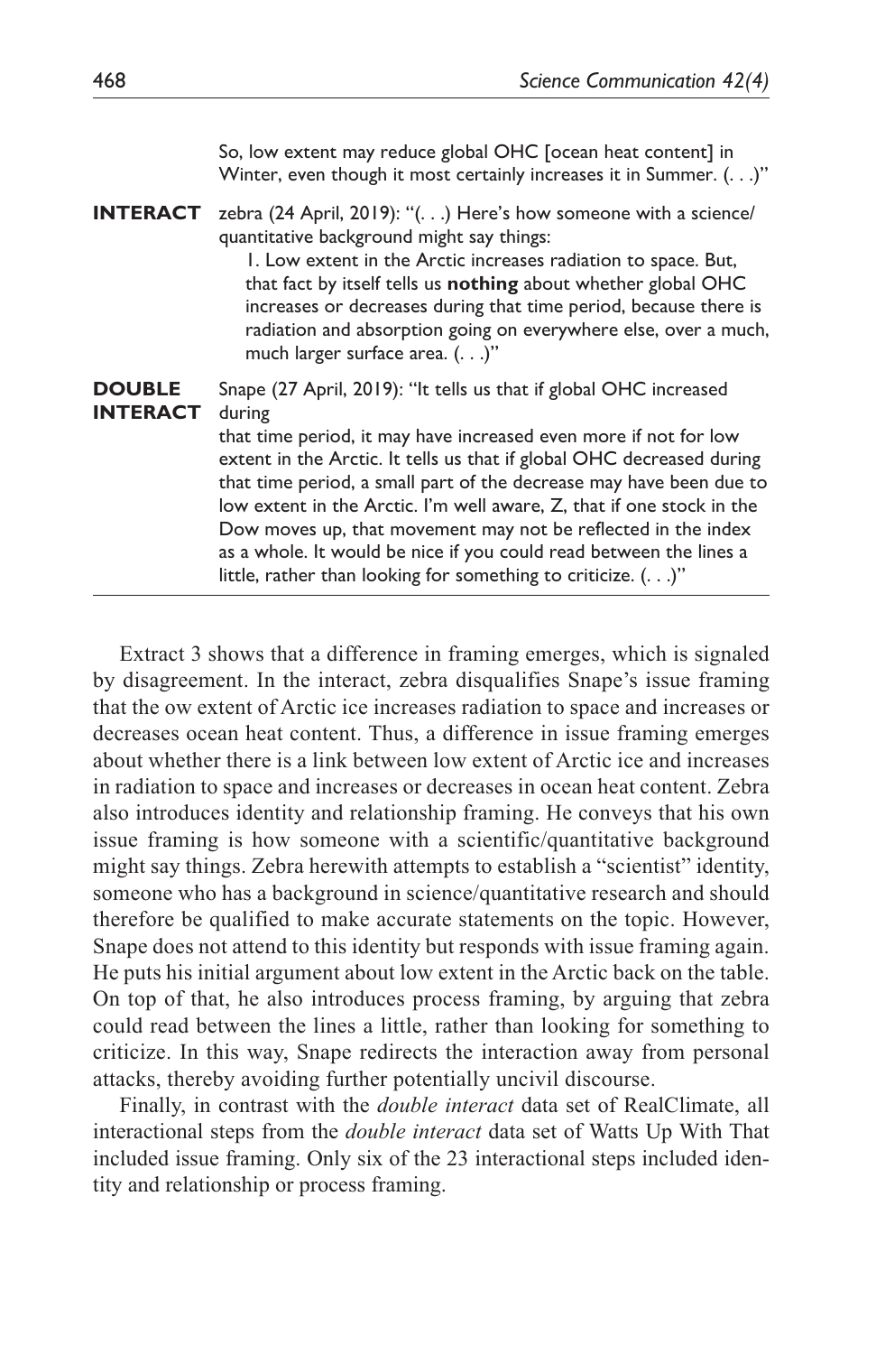| | |
|---|---|
| | So, low extent may reduce global OHC [ocean heat content] in Winter, even though it most certainly increases it in Summer. (. . .)" |
| **INTERACT** | zebra (24 April, 2019): "(. . .) Here's how someone with a science/quantitative background might say things: 1. Low extent in the Arctic increases radiation to space. But, that fact by itself tells us **nothing** about whether global OHC increases or decreases during that time period, because there is radiation and absorption going on everywhere else, over a much, much larger surface area. (. . .)" |
| **DOUBLE INTERACT** | Snape (27 April, 2019): "It tells us that if global OHC increased during that time period, it may have increased even more if not for low extent in the Arctic. It tells us that if global OHC decreased during that time period, a small part of the decrease may have been due to low extent in the Arctic. I'm well aware, Z, that if one stock in the Dow moves up, that movement may not be reflected in the index as a whole. It would be nice if you could read between the lines a little, rather than looking for something to criticize. (. . .)" |

Extract 3 shows that a difference in framing emerges, which is signaled by disagreement. In the interact, zebra disqualifies Snape's issue framing that the ow extent of Arctic ice increases radiation to space and increases or decreases ocean heat content. Thus, a difference in issue framing emerges about whether there is a link between low extent of Arctic ice and increases in radiation to space and increases or decreases in ocean heat content. Zebra also introduces identity and relationship framing. He conveys that his own issue framing is how someone with a scientific/quantitative background might say things. Zebra herewith attempts to establish a "scientist" identity, someone who has a background in science/quantitative research and should therefore be qualified to make accurate statements on the topic. However, Snape does not attend to this identity but responds with issue framing again. He puts his initial argument about low extent in the Arctic back on the table. On top of that, he also introduces process framing, by arguing that zebra could read between the lines a little, rather than looking for something to criticize. In this way, Snape redirects the interaction away from personal attacks, thereby avoiding further potentially uncivil discourse.

Finally, in contrast with the *double interact* data set of RealClimate, all interactional steps from the *double interact* data set of Watts Up With That included issue framing. Only six of the 23 interactional steps included identity and relationship or process framing.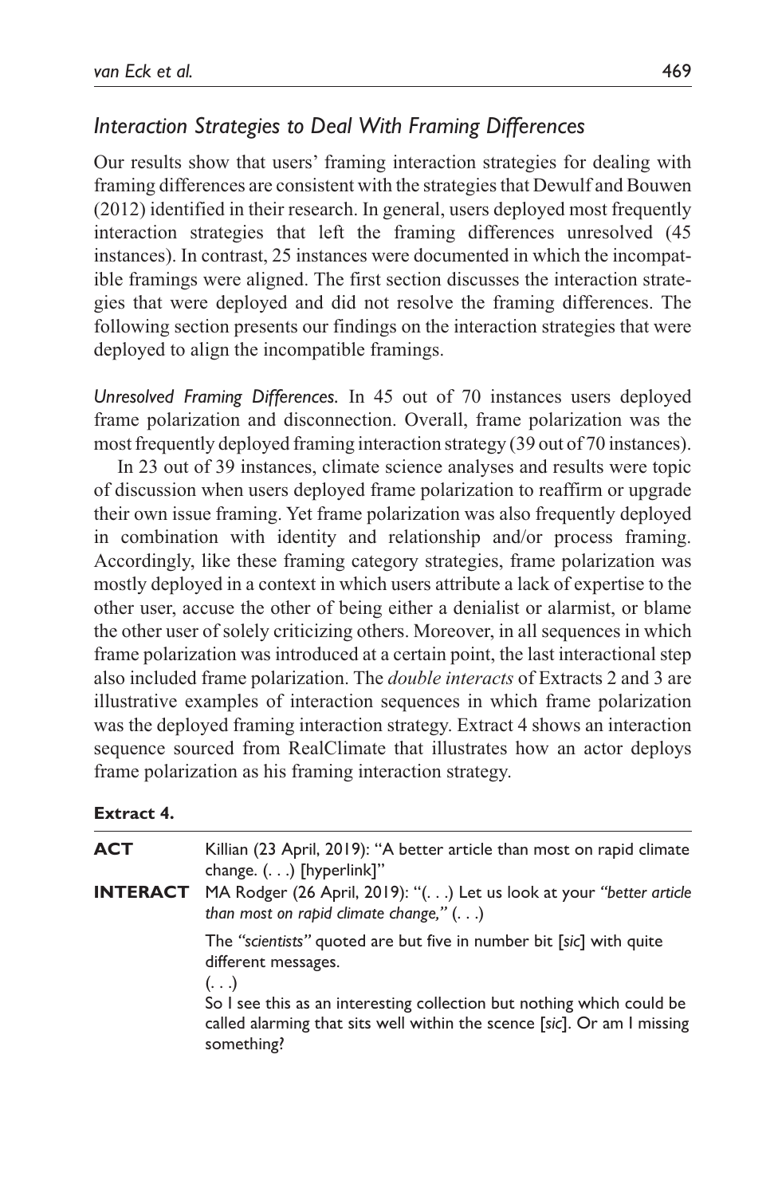## *Interaction Strategies to Deal With Framing Differences*

Our results show that users' framing interaction strategies for dealing with framing differences are consistent with the strategies that Dewulf and Bouwen (2012) identified in their research. In general, users deployed most frequently interaction strategies that left the framing differences unresolved (45 instances). In contrast, 25 instances were documented in which the incompatible framings were aligned. The first section discusses the interaction strategies that were deployed and did not resolve the framing differences. The following section presents our findings on the interaction strategies that were deployed to align the incompatible framings.

*Unresolved Framing Differences.* In 45 out of 70 instances users deployed frame polarization and disconnection. Overall, frame polarization was the most frequently deployed framing interaction strategy (39 out of 70 instances).

In 23 out of 39 instances, climate science analyses and results were topic of discussion when users deployed frame polarization to reaffirm or upgrade their own issue framing. Yet frame polarization was also frequently deployed in combination with identity and relationship and/or process framing. Accordingly, like these framing category strategies, frame polarization was mostly deployed in a context in which users attribute a lack of expertise to the other user, accuse the other of being either a denialist or alarmist, or blame the other user of solely criticizing others. Moreover, in all sequences in which frame polarization was introduced at a certain point, the last interactional step also included frame polarization. The *double interacts* of Extracts 2 and 3 are illustrative examples of interaction sequences in which frame polarization was the deployed framing interaction strategy. Extract 4 shows an interaction sequence sourced from RealClimate that illustrates how an actor deploys frame polarization as his framing interaction strategy.

**Extract 4.**

| | |
|---|---|
| **ACT** | Killian (23 April, 2019): "A better article than most on rapid climate change. (. . .) [hyperlink]" |
| **INTERACT** | MA Rodger (26 April, 2019): "(. . .) Let us look at your *"better article than most on rapid climate change,"* (. . .)<br><br>The *"scientists"* quoted are but five in number bit [*sic*] with quite different messages.<br>(. . .)<br>So I see this as an interesting collection but nothing which could be called alarming that sits well within the scence [*sic*]. Or am I missing something? |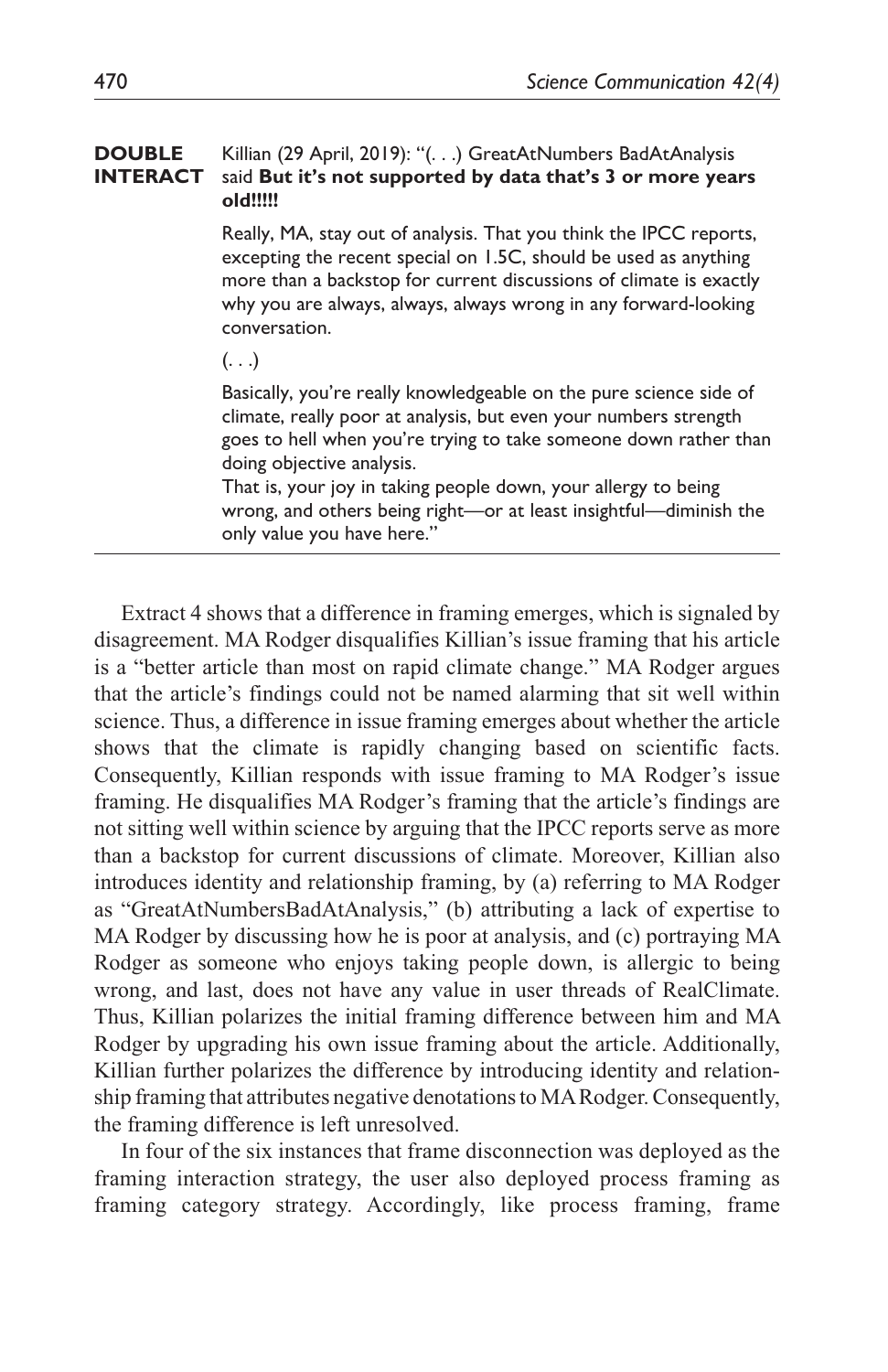| | |
|---|---|
| **DOUBLE INTERACT** | Killian (29 April, 2019): "(. . .) GreatAtNumbers BadAtAnalysis said **But it's not supported by data that's 3 or more years old!!!!!** <br><br> Really, MA, stay out of analysis. That you think the IPCC reports, excepting the recent special on 1.5C, should be used as anything more than a backstop for current discussions of climate is exactly why you are always, always, always wrong in any forward-looking conversation. <br><br> (. . .) <br><br> Basically, you're really knowledgeable on the pure science side of climate, really poor at analysis, but even your numbers strength goes to hell when you're trying to take someone down rather than doing objective analysis. <br> That is, your joy in taking people down, your allergy to being wrong, and others being right—or at least insightful—diminish the only value you have here." |

Extract 4 shows that a difference in framing emerges, which is signaled by disagreement. MA Rodger disqualifies Killian's issue framing that his article is a "better article than most on rapid climate change." MA Rodger argues that the article's findings could not be named alarming that sit well within science. Thus, a difference in issue framing emerges about whether the article shows that the climate is rapidly changing based on scientific facts. Consequently, Killian responds with issue framing to MA Rodger's issue framing. He disqualifies MA Rodger's framing that the article's findings are not sitting well within science by arguing that the IPCC reports serve as more than a backstop for current discussions of climate. Moreover, Killian also introduces identity and relationship framing, by (a) referring to MA Rodger as "GreatAtNumbersBadAtAnalysis," (b) attributing a lack of expertise to MA Rodger by discussing how he is poor at analysis, and (c) portraying MA Rodger as someone who enjoys taking people down, is allergic to being wrong, and last, does not have any value in user threads of RealClimate. Thus, Killian polarizes the initial framing difference between him and MA Rodger by upgrading his own issue framing about the article. Additionally, Killian further polarizes the difference by introducing identity and relationship framing that attributes negative denotations to MA Rodger. Consequently, the framing difference is left unresolved.

In four of the six instances that frame disconnection was deployed as the framing interaction strategy, the user also deployed process framing as framing category strategy. Accordingly, like process framing, frame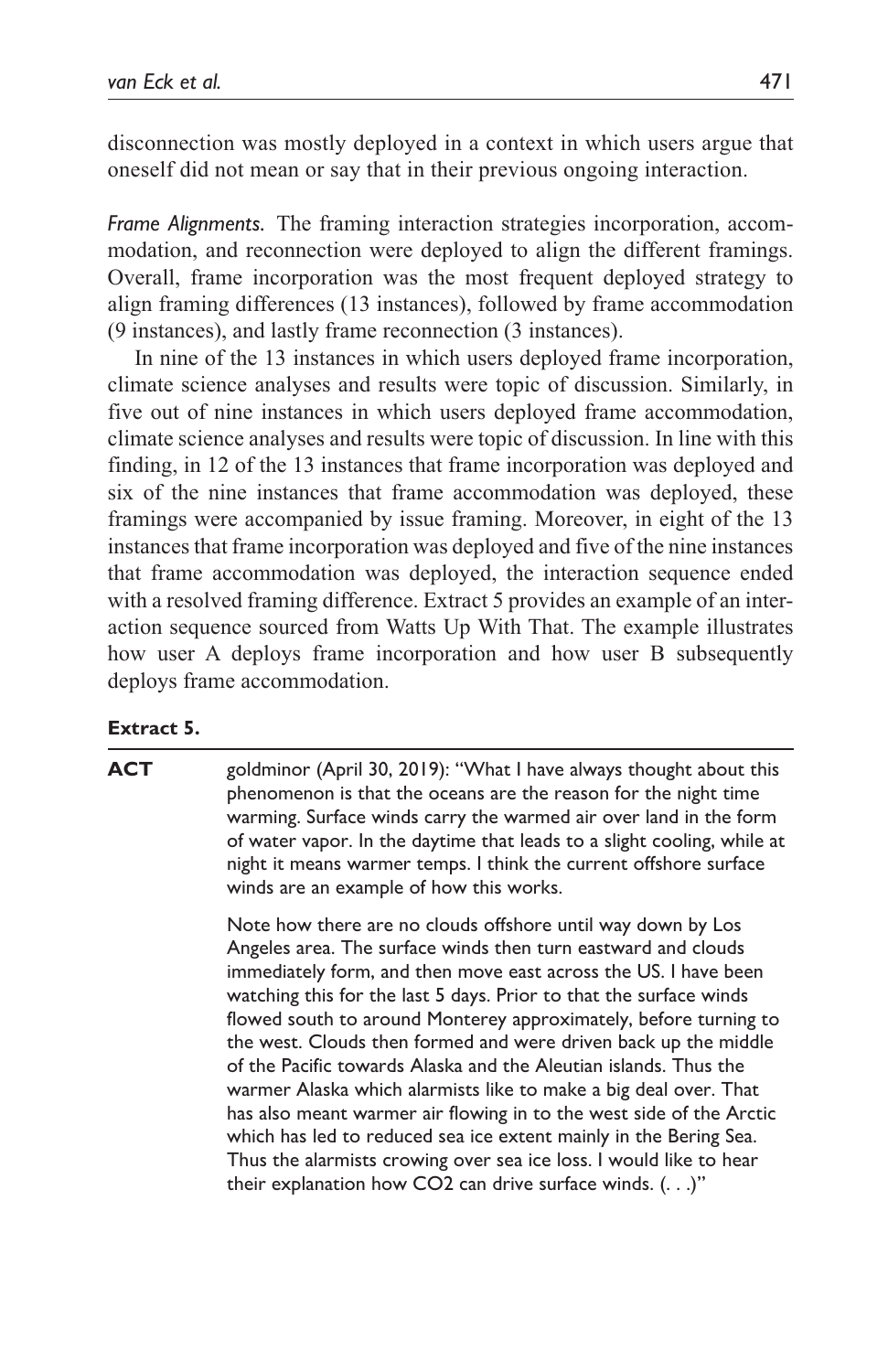disconnection was mostly deployed in a context in which users argue that oneself did not mean or say that in their previous ongoing interaction.

*Frame Alignments.* The framing interaction strategies incorporation, accommodation, and reconnection were deployed to align the different framings. Overall, frame incorporation was the most frequent deployed strategy to align framing differences (13 instances), followed by frame accommodation (9 instances), and lastly frame reconnection (3 instances).

In nine of the 13 instances in which users deployed frame incorporation, climate science analyses and results were topic of discussion. Similarly, in five out of nine instances in which users deployed frame accommodation, climate science analyses and results were topic of discussion. In line with this finding, in 12 of the 13 instances that frame incorporation was deployed and six of the nine instances that frame accommodation was deployed, these framings were accompanied by issue framing. Moreover, in eight of the 13 instances that frame incorporation was deployed and five of the nine instances that frame accommodation was deployed, the interaction sequence ended with a resolved framing difference. Extract 5 provides an example of an interaction sequence sourced from Watts Up With That. The example illustrates how user A deploys frame incorporation and how user B subsequently deploys frame accommodation.

**Extract 5.**

| | |
|---|---|
| **ACT** | goldminor (April 30, 2019): "What I have always thought about this phenomenon is that the oceans are the reason for the night time warming. Surface winds carry the warmed air over land in the form of water vapor. In the daytime that leads to a slight cooling, while at night it means warmer temps. I think the current offshore surface winds are an example of how this works. <br><br> Note how there are no clouds offshore until way down by Los Angeles area. The surface winds then turn eastward and clouds immediately form, and then move east across the US. I have been watching this for the last 5 days. Prior to that the surface winds flowed south to around Monterey approximately, before turning to the west. Clouds then formed and were driven back up the middle of the Pacific towards Alaska and the Aleutian islands. Thus the warmer Alaska which alarmists like to make a big deal over. That has also meant warmer air flowing in to the west side of the Arctic which has led to reduced sea ice extent mainly in the Bering Sea. Thus the alarmists crowing over sea ice loss. I would like to hear their explanation how CO2 can drive surface winds. (. . .)" |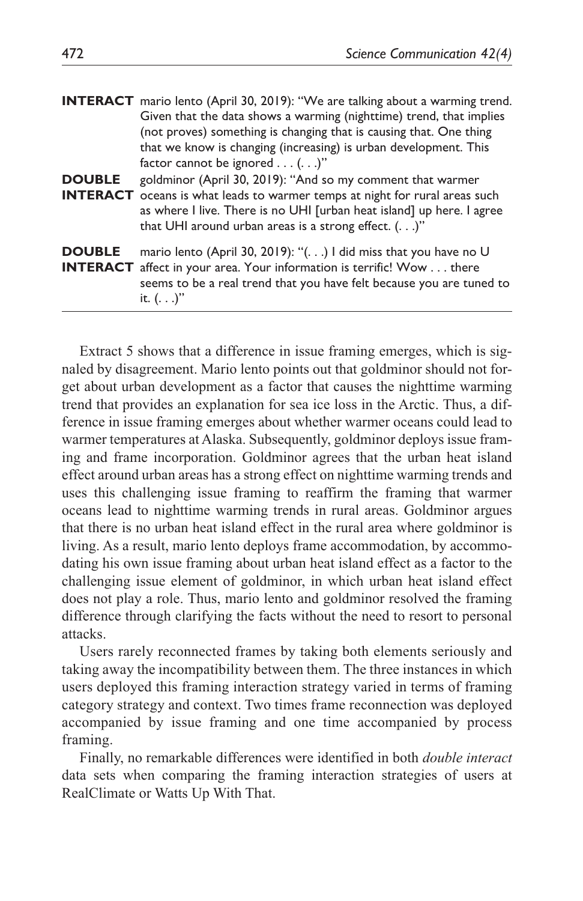| | |
|---|---|
| **INTERACT** | mario lento (April 30, 2019): "We are talking about a warming trend. Given that the data shows a warming (nighttime) trend, that implies (not proves) something is changing that is causing that. One thing that we know is changing (increasing) is urban development. This factor cannot be ignored . . . (. . .)" |
| **DOUBLE INTERACT** | goldminor (April 30, 2019): "And so my comment that warmer oceans is what leads to warmer temps at night for rural areas such as where I live. There is no UHI [urban heat island] up here. I agree that UHI around urban areas is a strong effect. (. . .)" |
| **DOUBLE INTERACT** | mario lento (April 30, 2019): "(. . .) I did miss that you have no U affect in your area. Your information is terrific! Wow . . . there seems to be a real trend that you have felt because you are tuned to it. (. . .)" |

Extract 5 shows that a difference in issue framing emerges, which is signaled by disagreement. Mario lento points out that goldminor should not forget about urban development as a factor that causes the nighttime warming trend that provides an explanation for sea ice loss in the Arctic. Thus, a difference in issue framing emerges about whether warmer oceans could lead to warmer temperatures at Alaska. Subsequently, goldminor deploys issue framing and frame incorporation. Goldminor agrees that the urban heat island effect around urban areas has a strong effect on nighttime warming trends and uses this challenging issue framing to reaffirm the framing that warmer oceans lead to nighttime warming trends in rural areas. Goldminor argues that there is no urban heat island effect in the rural area where goldminor is living. As a result, mario lento deploys frame accommodation, by accommodating his own issue framing about urban heat island effect as a factor to the challenging issue element of goldminor, in which urban heat island effect does not play a role. Thus, mario lento and goldminor resolved the framing difference through clarifying the facts without the need to resort to personal attacks.

Users rarely reconnected frames by taking both elements seriously and taking away the incompatibility between them. The three instances in which users deployed this framing interaction strategy varied in terms of framing category strategy and context. Two times frame reconnection was deployed accompanied by issue framing and one time accompanied by process framing.

Finally, no remarkable differences were identified in both *double interact* data sets when comparing the framing interaction strategies of users at RealClimate or Watts Up With That.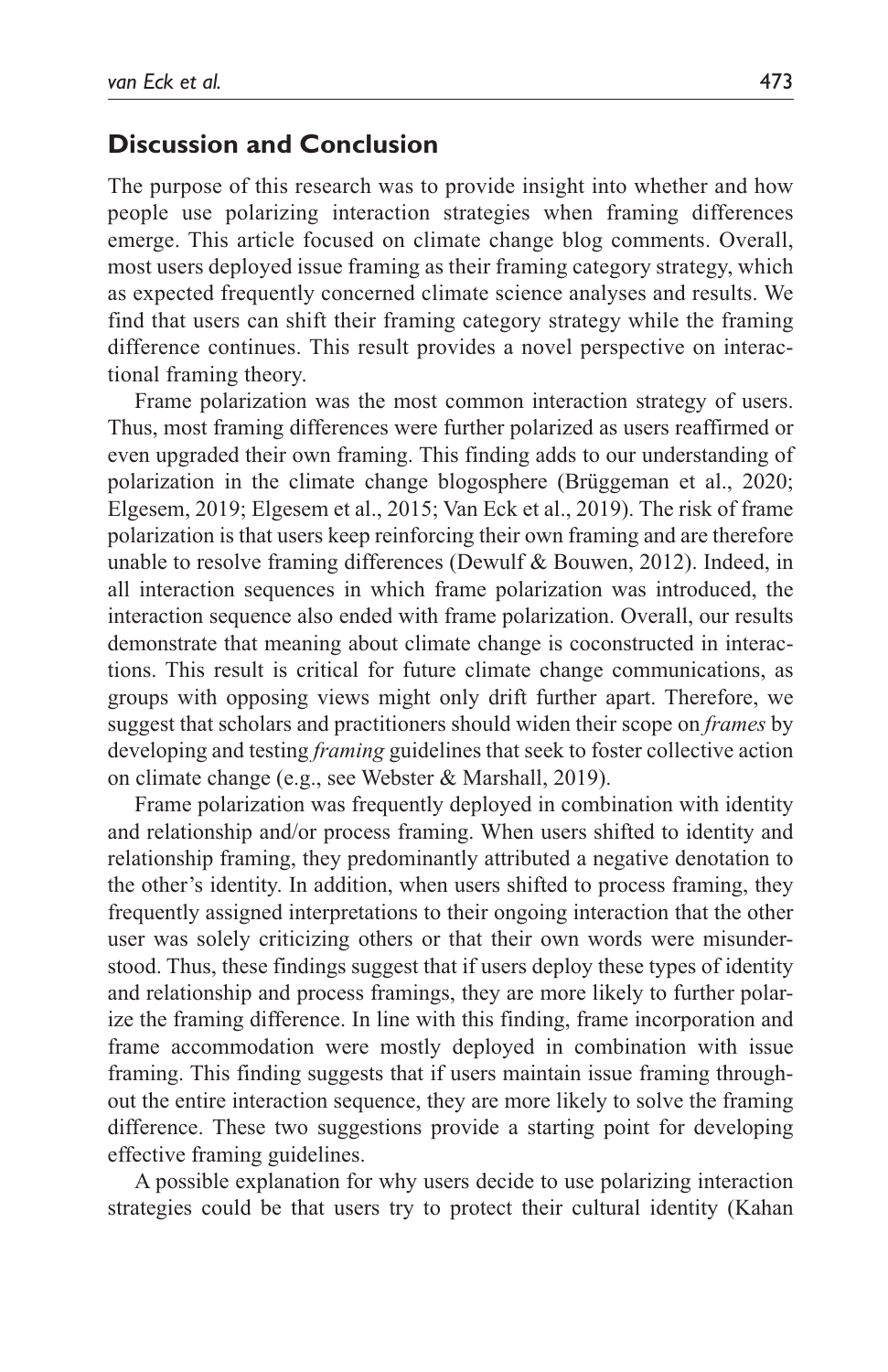## Discussion and Conclusion

The purpose of this research was to provide insight into whether and how people use polarizing interaction strategies when framing differences emerge. This article focused on climate change blog comments. Overall, most users deployed issue framing as their framing category strategy, which as expected frequently concerned climate science analyses and results. We find that users can shift their framing category strategy while the framing difference continues. This result provides a novel perspective on interactional framing theory.

Frame polarization was the most common interaction strategy of users. Thus, most framing differences were further polarized as users reaffirmed or even upgraded their own framing. This finding adds to our understanding of polarization in the climate change blogosphere (Brüggeman et al., 2020; Elgesem, 2019; Elgesem et al., 2015; Van Eck et al., 2019). The risk of frame polarization is that users keep reinforcing their own framing and are therefore unable to resolve framing differences (Dewulf & Bouwen, 2012). Indeed, in all interaction sequences in which frame polarization was introduced, the interaction sequence also ended with frame polarization. Overall, our results demonstrate that meaning about climate change is coconstructed in interactions. This result is critical for future climate change communications, as groups with opposing views might only drift further apart. Therefore, we suggest that scholars and practitioners should widen their scope on *frames* by developing and testing *framing* guidelines that seek to foster collective action on climate change (e.g., see Webster & Marshall, 2019).

Frame polarization was frequently deployed in combination with identity and relationship and/or process framing. When users shifted to identity and relationship framing, they predominantly attributed a negative denotation to the other's identity. In addition, when users shifted to process framing, they frequently assigned interpretations to their ongoing interaction that the other user was solely criticizing others or that their own words were misunderstood. Thus, these findings suggest that if users deploy these types of identity and relationship and process framings, they are more likely to further polarize the framing difference. In line with this finding, frame incorporation and frame accommodation were mostly deployed in combination with issue framing. This finding suggests that if users maintain issue framing throughout the entire interaction sequence, they are more likely to solve the framing difference. These two suggestions provide a starting point for developing effective framing guidelines.

A possible explanation for why users decide to use polarizing interaction strategies could be that users try to protect their cultural identity (Kahan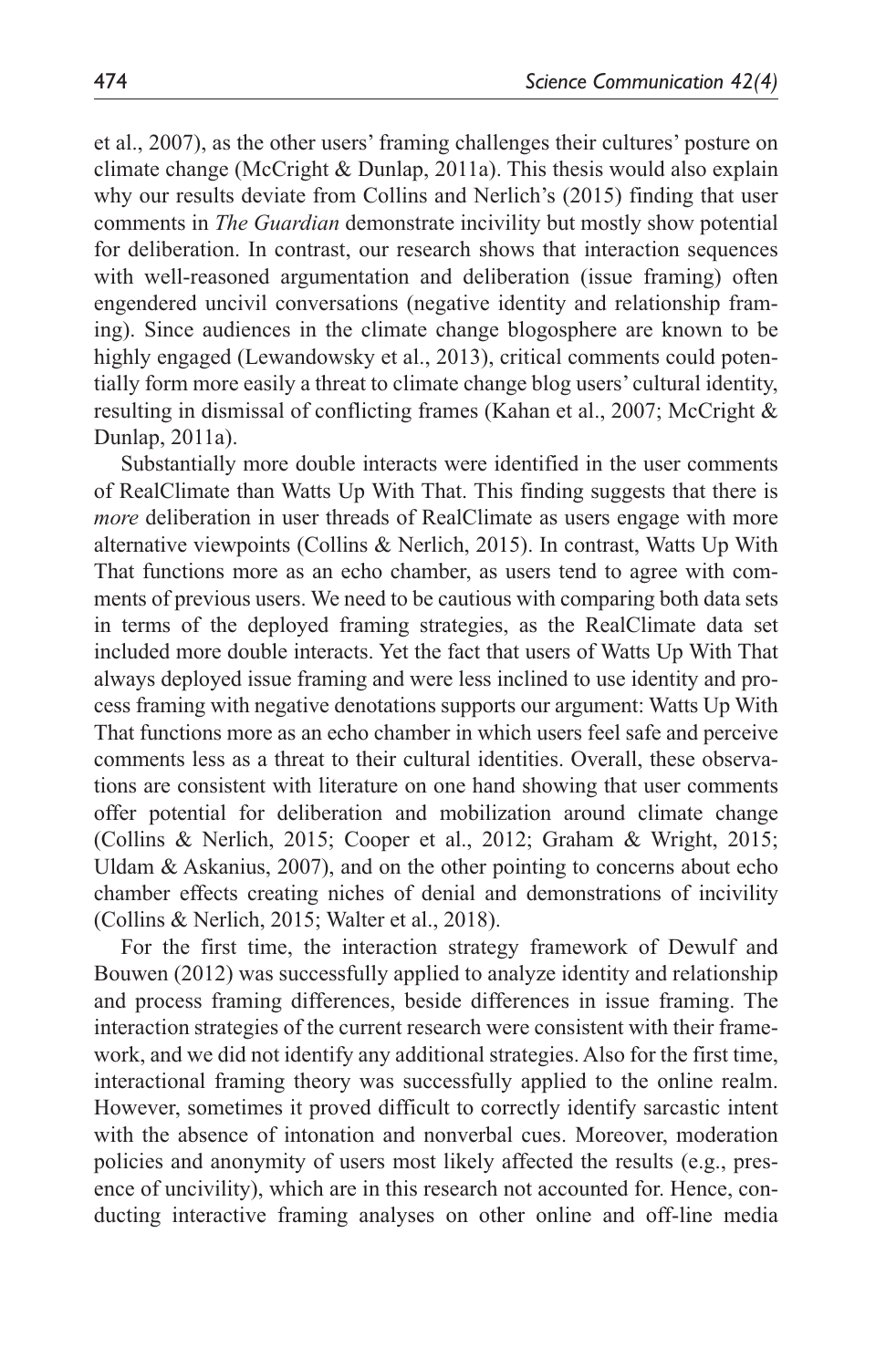et al., 2007), as the other users' framing challenges their cultures' posture on climate change (McCright & Dunlap, 2011a). This thesis would also explain why our results deviate from Collins and Nerlich's (2015) finding that user comments in *The Guardian* demonstrate incivility but mostly show potential for deliberation. In contrast, our research shows that interaction sequences with well-reasoned argumentation and deliberation (issue framing) often engendered uncivil conversations (negative identity and relationship framing). Since audiences in the climate change blogosphere are known to be highly engaged (Lewandowsky et al., 2013), critical comments could potentially form more easily a threat to climate change blog users' cultural identity, resulting in dismissal of conflicting frames (Kahan et al., 2007; McCright & Dunlap, 2011a).

Substantially more double interacts were identified in the user comments of RealClimate than Watts Up With That. This finding suggests that there is *more* deliberation in user threads of RealClimate as users engage with more alternative viewpoints (Collins & Nerlich, 2015). In contrast, Watts Up With That functions more as an echo chamber, as users tend to agree with comments of previous users. We need to be cautious with comparing both data sets in terms of the deployed framing strategies, as the RealClimate data set included more double interacts. Yet the fact that users of Watts Up With That always deployed issue framing and were less inclined to use identity and process framing with negative denotations supports our argument: Watts Up With That functions more as an echo chamber in which users feel safe and perceive comments less as a threat to their cultural identities. Overall, these observations are consistent with literature on one hand showing that user comments offer potential for deliberation and mobilization around climate change (Collins & Nerlich, 2015; Cooper et al., 2012; Graham & Wright, 2015; Uldam & Askanius, 2007), and on the other pointing to concerns about echo chamber effects creating niches of denial and demonstrations of incivility (Collins & Nerlich, 2015; Walter et al., 2018).

For the first time, the interaction strategy framework of Dewulf and Bouwen (2012) was successfully applied to analyze identity and relationship and process framing differences, beside differences in issue framing. The interaction strategies of the current research were consistent with their framework, and we did not identify any additional strategies. Also for the first time, interactional framing theory was successfully applied to the online realm. However, sometimes it proved difficult to correctly identify sarcastic intent with the absence of intonation and nonverbal cues. Moreover, moderation policies and anonymity of users most likely affected the results (e.g., presence of uncivility), which are in this research not accounted for. Hence, conducting interactive framing analyses on other online and off-line media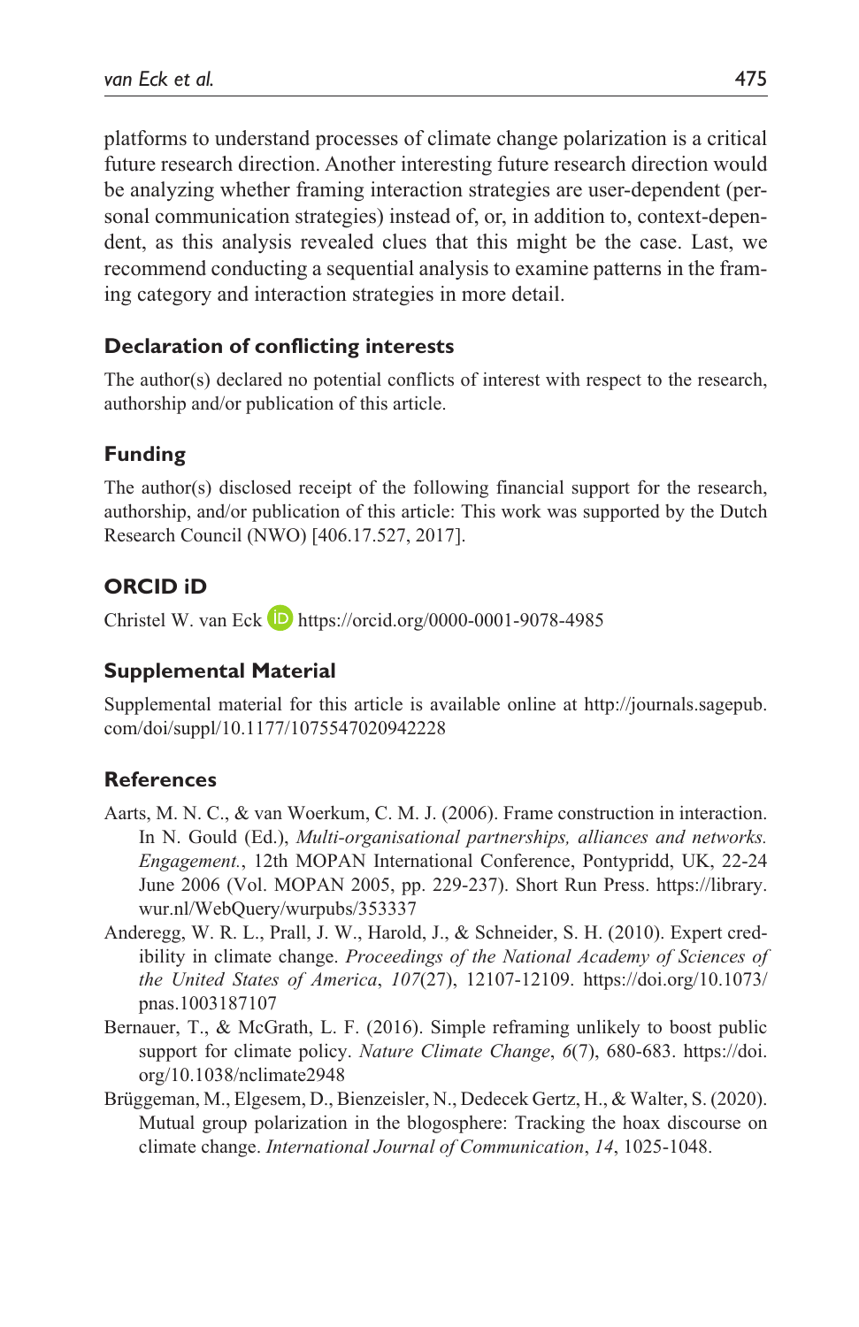platforms to understand processes of climate change polarization is a critical future research direction. Another interesting future research direction would be analyzing whether framing interaction strategies are user-dependent (personal communication strategies) instead of, or, in addition to, context-dependent, as this analysis revealed clues that this might be the case. Last, we recommend conducting a sequential analysis to examine patterns in the framing category and interaction strategies in more detail.

## Declaration of conflicting interests

The author(s) declared no potential conflicts of interest with respect to the research, authorship and/or publication of this article.

## Funding

The author(s) disclosed receipt of the following financial support for the research, authorship, and/or publication of this article: This work was supported by the Dutch Research Council (NWO) [406.17.527, 2017].

## ORCID iD

Christel W. van Eck https://orcid.org/0000-0001-9078-4985

## Supplemental Material

Supplemental material for this article is available online at http://journals.sagepub.com/doi/suppl/10.1177/1075547020942228

## References

Aarts, M. N. C., & van Woerkum, C. M. J. (2006). Frame construction in interaction. In N. Gould (Ed.), *Multi-organisational partnerships, alliances and networks. Engagement.*, 12th MOPAN International Conference, Pontypridd, UK, 22-24 June 2006 (Vol. MOPAN 2005, pp. 229-237). Short Run Press. https://library.wur.nl/WebQuery/wurpubs/353337

Anderegg, W. R. L., Prall, J. W., Harold, J., & Schneider, S. H. (2010). Expert credibility in climate change. *Proceedings of the National Academy of Sciences of the United States of America*, *107*(27), 12107-12109. https://doi.org/10.1073/pnas.1003187107

Bernauer, T., & McGrath, L. F. (2016). Simple reframing unlikely to boost public support for climate policy. *Nature Climate Change*, *6*(7), 680-683. https://doi.org/10.1038/nclimate2948

Brüggeman, M., Elgesem, D., Bienzeisler, N., Dedecek Gertz, H., & Walter, S. (2020). Mutual group polarization in the blogosphere: Tracking the hoax discourse on climate change. *International Journal of Communication*, *14*, 1025-1048.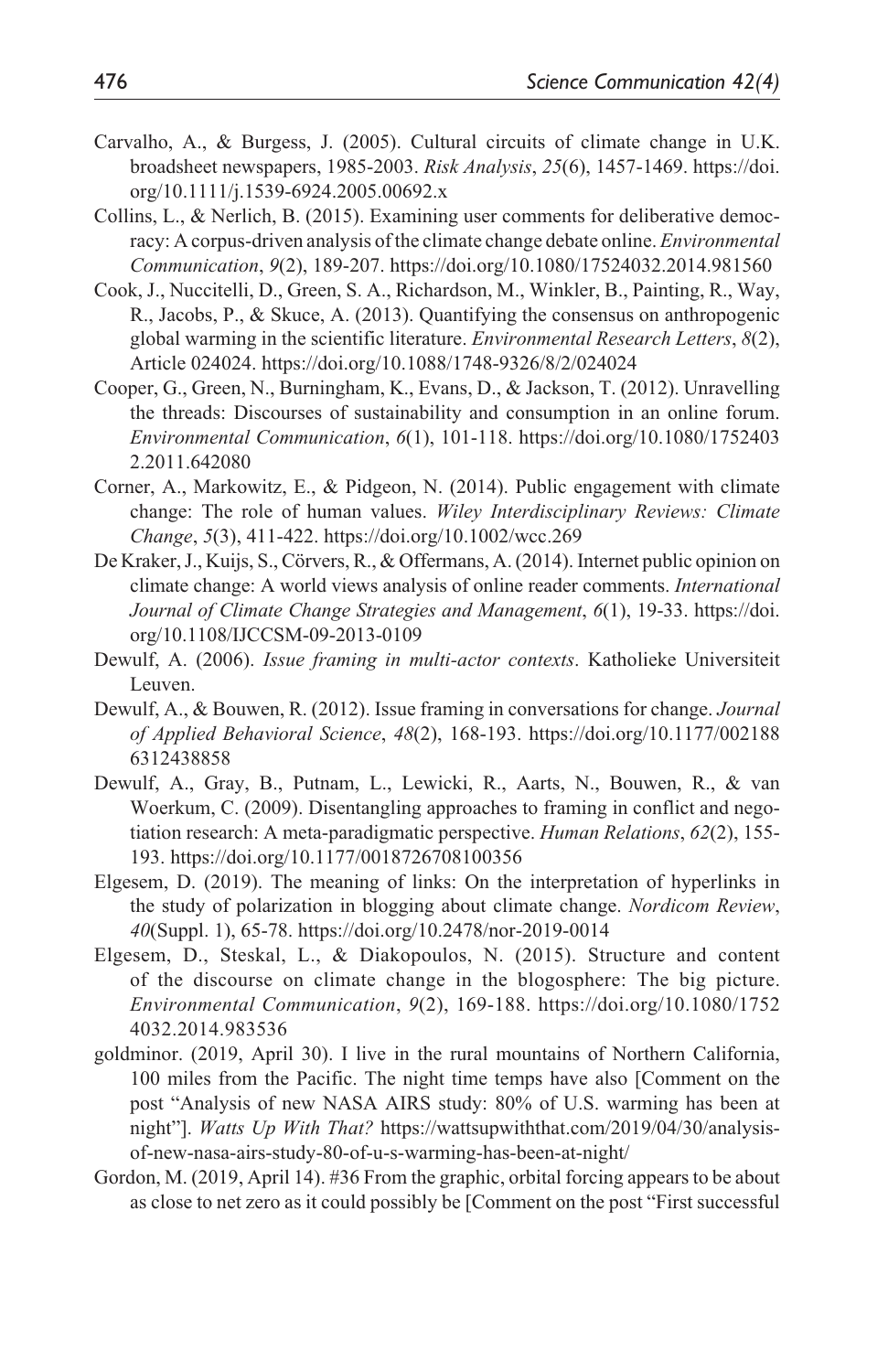Carvalho, A., & Burgess, J. (2005). Cultural circuits of climate change in U.K. broadsheet newspapers, 1985-2003. *Risk Analysis*, *25*(6), 1457-1469. https://doi.org/10.1111/j.1539-6924.2005.00692.x

Collins, L., & Nerlich, B. (2015). Examining user comments for deliberative democracy: A corpus-driven analysis of the climate change debate online. *Environmental Communication*, *9*(2), 189-207. https://doi.org/10.1080/17524032.2014.981560

Cook, J., Nuccitelli, D., Green, S. A., Richardson, M., Winkler, B., Painting, R., Way, R., Jacobs, P., & Skuce, A. (2013). Quantifying the consensus on anthropogenic global warming in the scientific literature. *Environmental Research Letters*, *8*(2), Article 024024. https://doi.org/10.1088/1748-9326/8/2/024024

Cooper, G., Green, N., Burningham, K., Evans, D., & Jackson, T. (2012). Unravelling the threads: Discourses of sustainability and consumption in an online forum. *Environmental Communication*, *6*(1), 101-118. https://doi.org/10.1080/17524032.2011.642080

Corner, A., Markowitz, E., & Pidgeon, N. (2014). Public engagement with climate change: The role of human values. *Wiley Interdisciplinary Reviews: Climate Change*, *5*(3), 411-422. https://doi.org/10.1002/wcc.269

De Kraker, J., Kuijs, S., Cörvers, R., & Offermans, A. (2014). Internet public opinion on climate change: A world views analysis of online reader comments. *International Journal of Climate Change Strategies and Management*, *6*(1), 19-33. https://doi.org/10.1108/IJCCSM-09-2013-0109

Dewulf, A. (2006). *Issue framing in multi-actor contexts*. Katholieke Universiteit Leuven.

Dewulf, A., & Bouwen, R. (2012). Issue framing in conversations for change. *Journal of Applied Behavioral Science*, *48*(2), 168-193. https://doi.org/10.1177/0021886312438858

Dewulf, A., Gray, B., Putnam, L., Lewicki, R., Aarts, N., Bouwen, R., & van Woerkum, C. (2009). Disentangling approaches to framing in conflict and negotiation research: A meta-paradigmatic perspective. *Human Relations*, *62*(2), 155-193. https://doi.org/10.1177/0018726708100356

Elgesem, D. (2019). The meaning of links: On the interpretation of hyperlinks in the study of polarization in blogging about climate change. *Nordicom Review*, *40*(Suppl. 1), 65-78. https://doi.org/10.2478/nor-2019-0014

Elgesem, D., Steskal, L., & Diakopoulos, N. (2015). Structure and content of the discourse on climate change in the blogosphere: The big picture. *Environmental Communication*, *9*(2), 169-188. https://doi.org/10.1080/17524032.2014.983536

goldminor. (2019, April 30). I live in the rural mountains of Northern California, 100 miles from the Pacific. The night time temps have also [Comment on the post "Analysis of new NASA AIRS study: 80% of U.S. warming has been at night"]. *Watts Up With That?* https://wattsupwiththat.com/2019/04/30/analysis-of-new-nasa-airs-study-80-of-u-s-warming-has-been-at-night/

Gordon, M. (2019, April 14). #36 From the graphic, orbital forcing appears to be about as close to net zero as it could possibly be [Comment on the post "First successful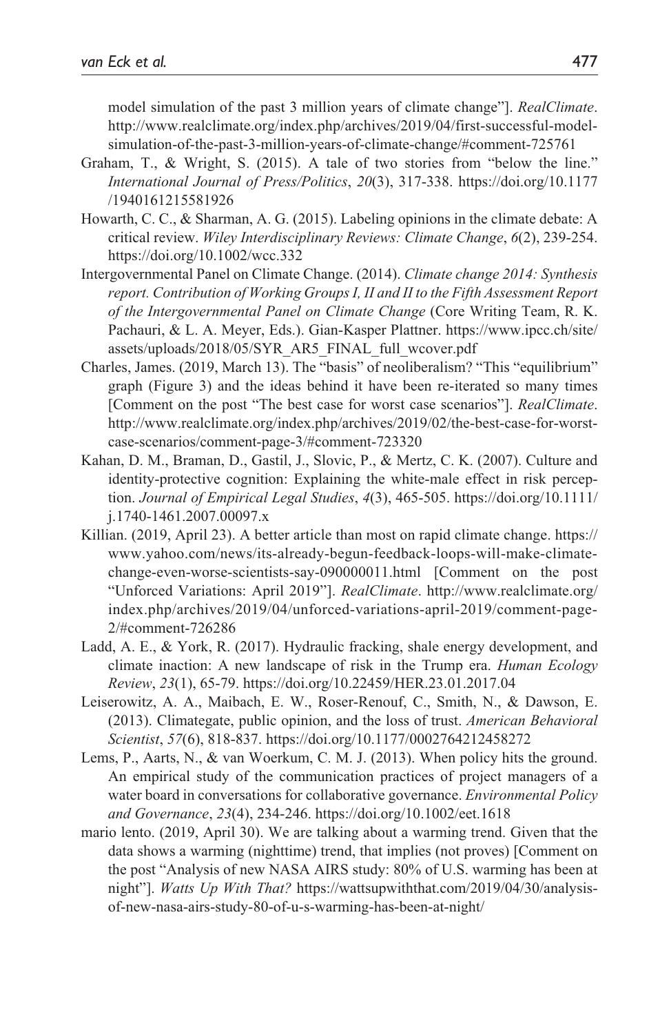model simulation of the past 3 million years of climate change"]. *RealClimate*. http://www.realclimate.org/index.php/archives/2019/04/first-successful-model-simulation-of-the-past-3-million-years-of-climate-change/#comment-725761

Graham, T., & Wright, S. (2015). A tale of two stories from "below the line." *International Journal of Press/Politics*, *20*(3), 317-338. https://doi.org/10.1177/1940161215581926

Howarth, C. C., & Sharman, A. G. (2015). Labeling opinions in the climate debate: A critical review. *Wiley Interdisciplinary Reviews: Climate Change*, *6*(2), 239-254. https://doi.org/10.1002/wcc.332

Intergovernmental Panel on Climate Change. (2014). *Climate change 2014: Synthesis report. Contribution of Working Groups I, II and II to the Fifth Assessment Report of the Intergovernmental Panel on Climate Change* (Core Writing Team, R. K. Pachauri, & L. A. Meyer, Eds.). Gian-Kasper Plattner. https://www.ipcc.ch/site/assets/uploads/2018/05/SYR_AR5_FINAL_full_wcover.pdf

Charles, James. (2019, March 13). The "basis" of neoliberalism? "This "equilibrium" graph (Figure 3) and the ideas behind it have been re-iterated so many times [Comment on the post "The best case for worst case scenarios"]. *RealClimate*. http://www.realclimate.org/index.php/archives/2019/02/the-best-case-for-worst-case-scenarios/comment-page-3/#comment-723320

Kahan, D. M., Braman, D., Gastil, J., Slovic, P., & Mertz, C. K. (2007). Culture and identity-protective cognition: Explaining the white-male effect in risk perception. *Journal of Empirical Legal Studies*, *4*(3), 465-505. https://doi.org/10.1111/j.1740-1461.2007.00097.x

Killian. (2019, April 23). A better article than most on rapid climate change. https://www.yahoo.com/news/its-already-begun-feedback-loops-will-make-climate-change-even-worse-scientists-say-090000011.html [Comment on the post "Unforced Variations: April 2019"]. *RealClimate*. http://www.realclimate.org/index.php/archives/2019/04/unforced-variations-april-2019/comment-page-2/#comment-726286

Ladd, A. E., & York, R. (2017). Hydraulic fracking, shale energy development, and climate inaction: A new landscape of risk in the Trump era. *Human Ecology Review*, *23*(1), 65-79. https://doi.org/10.22459/HER.23.01.2017.04

Leiserowitz, A. A., Maibach, E. W., Roser-Renouf, C., Smith, N., & Dawson, E. (2013). Climategate, public opinion, and the loss of trust. *American Behavioral Scientist*, *57*(6), 818-837. https://doi.org/10.1177/0002764212458272

Lems, P., Aarts, N., & van Woerkum, C. M. J. (2013). When policy hits the ground. An empirical study of the communication practices of project managers of a water board in conversations for collaborative governance. *Environmental Policy and Governance*, *23*(4), 234-246. https://doi.org/10.1002/eet.1618

mario lento. (2019, April 30). We are talking about a warming trend. Given that the data shows a warming (nighttime) trend, that implies (not proves) [Comment on the post "Analysis of new NASA AIRS study: 80% of U.S. warming has been at night"]. *Watts Up With That?* https://wattsupwiththat.com/2019/04/30/analysis-of-new-nasa-airs-study-80-of-u-s-warming-has-been-at-night/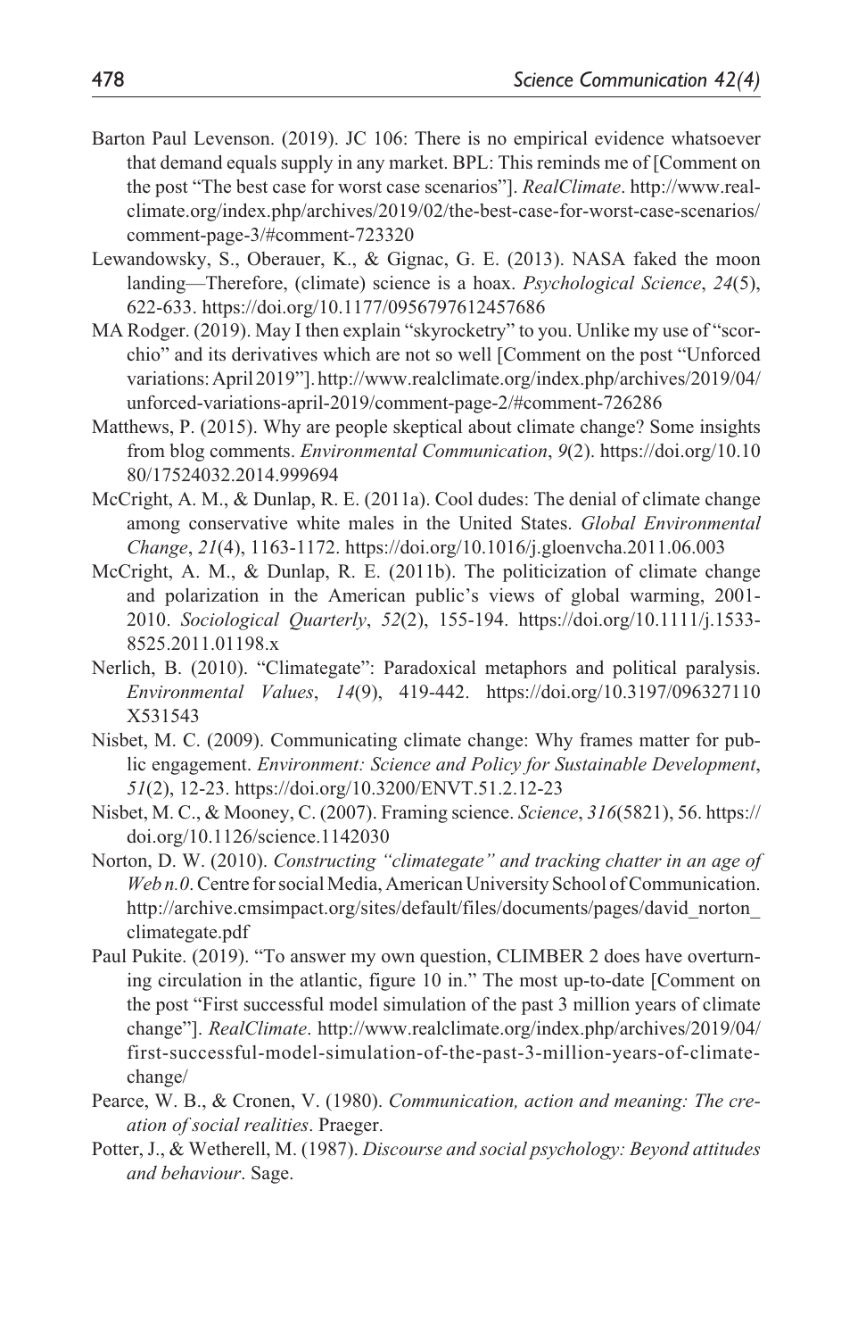Barton Paul Levenson. (2019). JC 106: There is no empirical evidence whatsoever that demand equals supply in any market. BPL: This reminds me of [Comment on the post "The best case for worst case scenarios"]. *RealClimate*. http://www.realclimate.org/index.php/archives/2019/02/the-best-case-for-worst-case-scenarios/comment-page-3/#comment-723320

Lewandowsky, S., Oberauer, K., & Gignac, G. E. (2013). NASA faked the moon landing—Therefore, (climate) science is a hoax. *Psychological Science*, *24*(5), 622-633. https://doi.org/10.1177/0956797612457686

MA Rodger. (2019). May I then explain "skyrocketry" to you. Unlike my use of "scorchio" and its derivatives which are not so well [Comment on the post "Unforced variations: April 2019"]. http://www.realclimate.org/index.php/archives/2019/04/unforced-variations-april-2019/comment-page-2/#comment-726286

Matthews, P. (2015). Why are people skeptical about climate change? Some insights from blog comments. *Environmental Communication*, *9*(2). https://doi.org/10.1080/17524032.2014.999694

McCright, A. M., & Dunlap, R. E. (2011a). Cool dudes: The denial of climate change among conservative white males in the United States. *Global Environmental Change*, *21*(4), 1163-1172. https://doi.org/10.1016/j.gloenvcha.2011.06.003

McCright, A. M., & Dunlap, R. E. (2011b). The politicization of climate change and polarization in the American public's views of global warming, 2001-2010. *Sociological Quarterly*, *52*(2), 155-194. https://doi.org/10.1111/j.1533-8525.2011.01198.x

Nerlich, B. (2010). "Climategate": Paradoxical metaphors and political paralysis. *Environmental Values*, *14*(9), 419-442. https://doi.org/10.3197/096327110X531543

Nisbet, M. C. (2009). Communicating climate change: Why frames matter for public engagement. *Environment: Science and Policy for Sustainable Development*, *51*(2), 12-23. https://doi.org/10.3200/ENVT.51.2.12-23

Nisbet, M. C., & Mooney, C. (2007). Framing science. *Science*, *316*(5821), 56. https://doi.org/10.1126/science.1142030

Norton, D. W. (2010). *Constructing "climategate" and tracking chatter in an age of Web n.0*. Centre for social Media, American University School of Communication. http://archive.cmsimpact.org/sites/default/files/documents/pages/david_norton_climategate.pdf

Paul Pukite. (2019). "To answer my own question, CLIMBER 2 does have overturning circulation in the atlantic, figure 10 in." The most up-to-date [Comment on the post "First successful model simulation of the past 3 million years of climate change"]. *RealClimate*. http://www.realclimate.org/index.php/archives/2019/04/first-successful-model-simulation-of-the-past-3-million-years-of-climate-change/

Pearce, W. B., & Cronen, V. (1980). *Communication, action and meaning: The creation of social realities*. Praeger.

Potter, J., & Wetherell, M. (1987). *Discourse and social psychology: Beyond attitudes and behaviour*. Sage.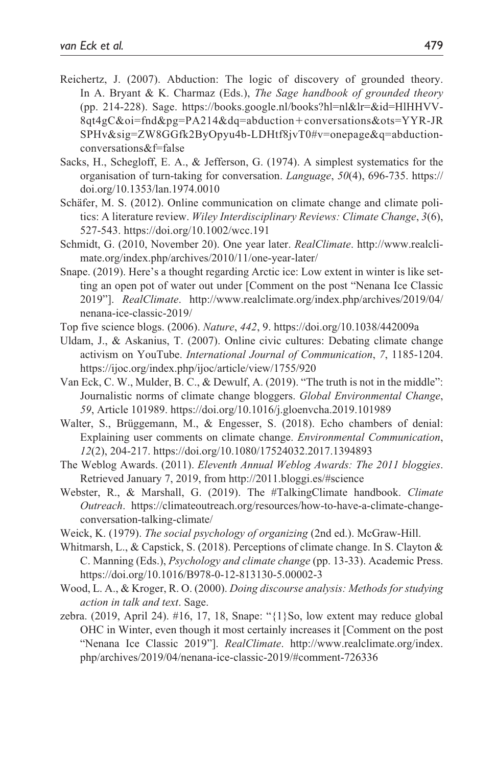Reichertz, J. (2007). Abduction: The logic of discovery of grounded theory. In A. Bryant & K. Charmaz (Eds.), *The Sage handbook of grounded theory* (pp. 214-228). Sage. https://books.google.nl/books?hl=nl&lr=&id=HlHHVV-8qt4gC&oi=fnd&pg=PA214&dq=abduction+conversations&ots=YYR-JRSPHv&sig=ZW8GGfk2ByOpyu4b-LDHtf8jvT0#v=onepage&q=abduction-conversations&f=false

Sacks, H., Schegloff, E. A., & Jefferson, G. (1974). A simplest systematics for the organisation of turn-taking for conversation. *Language*, *50*(4), 696-735. https://doi.org/10.1353/lan.1974.0010

Schäfer, M. S. (2012). Online communication on climate change and climate politics: A literature review. *Wiley Interdisciplinary Reviews: Climate Change*, *3*(6), 527-543. https://doi.org/10.1002/wcc.191

Schmidt, G. (2010, November 20). One year later. *RealClimate*. http://www.realclimate.org/index.php/archives/2010/11/one-year-later/

Snape. (2019). Here's a thought regarding Arctic ice: Low extent in winter is like setting an open pot of water out under [Comment on the post "Nenana Ice Classic 2019"]. *RealClimate*. http://www.realclimate.org/index.php/archives/2019/04/nenana-ice-classic-2019/

Top five science blogs. (2006). *Nature*, *442*, 9. https://doi.org/10.1038/442009a

Uldam, J., & Askanius, T. (2007). Online civic cultures: Debating climate change activism on YouTube. *International Journal of Communication*, *7*, 1185-1204. https://ijoc.org/index.php/ijoc/article/view/1755/920

Van Eck, C. W., Mulder, B. C., & Dewulf, A. (2019). "The truth is not in the middle": Journalistic norms of climate change bloggers. *Global Environmental Change*, *59*, Article 101989. https://doi.org/10.1016/j.gloenvcha.2019.101989

Walter, S., Brüggemann, M., & Engesser, S. (2018). Echo chambers of denial: Explaining user comments on climate change. *Environmental Communication*, *12*(2), 204-217. https://doi.org/10.1080/17524032.2017.1394893

The Weblog Awards. (2011). *Eleventh Annual Weblog Awards: The 2011 bloggies*. Retrieved January 7, 2019, from http://2011.bloggi.es/#science

Webster, R., & Marshall, G. (2019). The #TalkingClimate handbook. *Climate Outreach*. https://climateoutreach.org/resources/how-to-have-a-climate-change-conversation-talking-climate/

Weick, K. (1979). *The social psychology of organizing* (2nd ed.). McGraw-Hill.

Whitmarsh, L., & Capstick, S. (2018). Perceptions of climate change. In S. Clayton & C. Manning (Eds.), *Psychology and climate change* (pp. 13-33). Academic Press. https://doi.org/10.1016/B978-0-12-813130-5.00002-3

Wood, L. A., & Kroger, R. O. (2000). *Doing discourse analysis: Methods for studying action in talk and text*. Sage.

zebra. (2019, April 24). #16, 17, 18, Snape: "{1}So, low extent may reduce global OHC in Winter, even though it most certainly increases it [Comment on the post "Nenana Ice Classic 2019"]. *RealClimate*. http://www.realclimate.org/index.php/archives/2019/04/nenana-ice-classic-2019/#comment-726336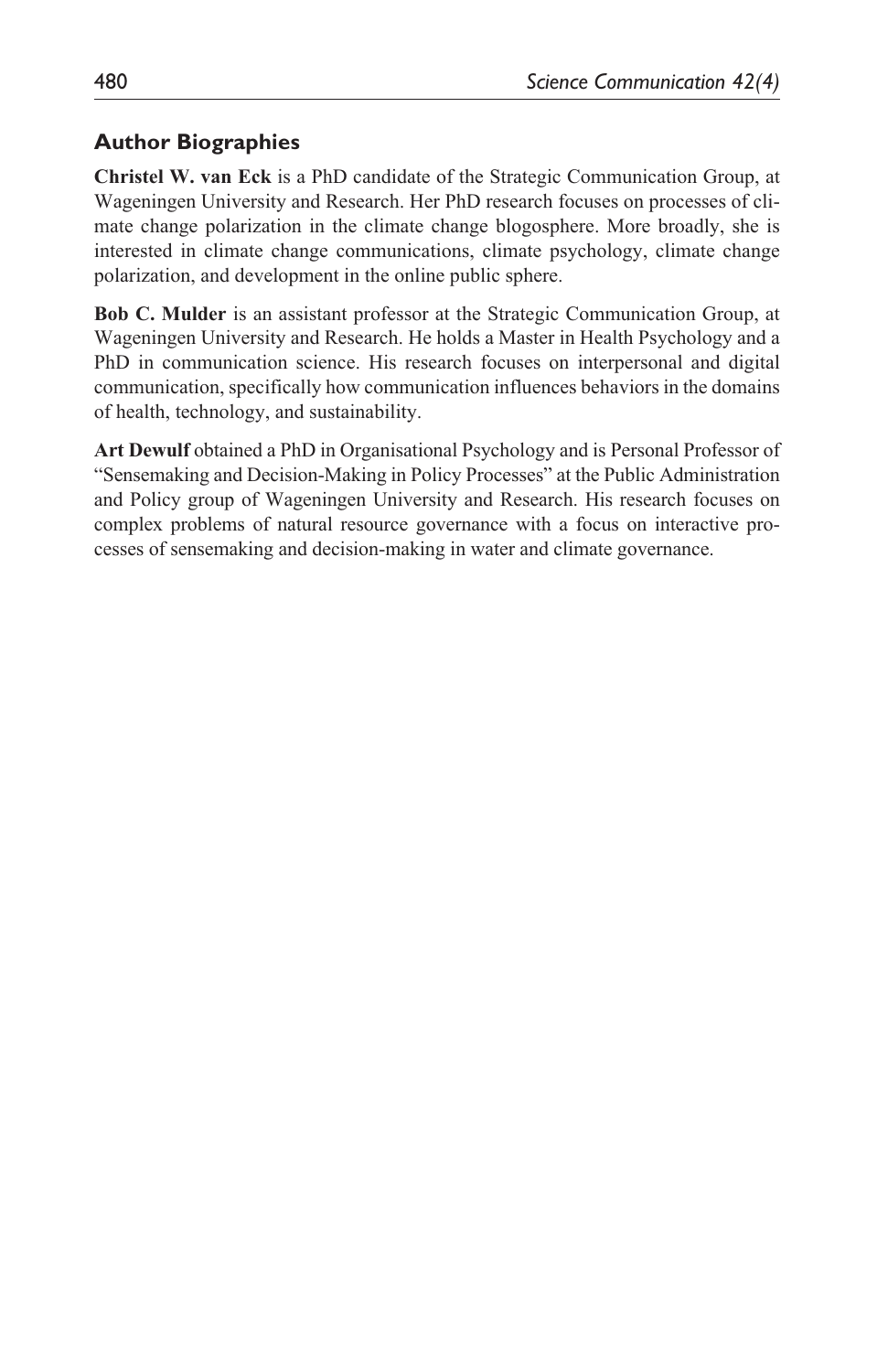## Author Biographies

**Christel W. van Eck** is a PhD candidate of the Strategic Communication Group, at Wageningen University and Research. Her PhD research focuses on processes of climate change polarization in the climate change blogosphere. More broadly, she is interested in climate change communications, climate psychology, climate change polarization, and development in the online public sphere.

**Bob C. Mulder** is an assistant professor at the Strategic Communication Group, at Wageningen University and Research. He holds a Master in Health Psychology and a PhD in communication science. His research focuses on interpersonal and digital communication, specifically how communication influences behaviors in the domains of health, technology, and sustainability.

**Art Dewulf** obtained a PhD in Organisational Psychology and is Personal Professor of "Sensemaking and Decision-Making in Policy Processes" at the Public Administration and Policy group of Wageningen University and Research. His research focuses on complex problems of natural resource governance with a focus on interactive processes of sensemaking and decision-making in water and climate governance.